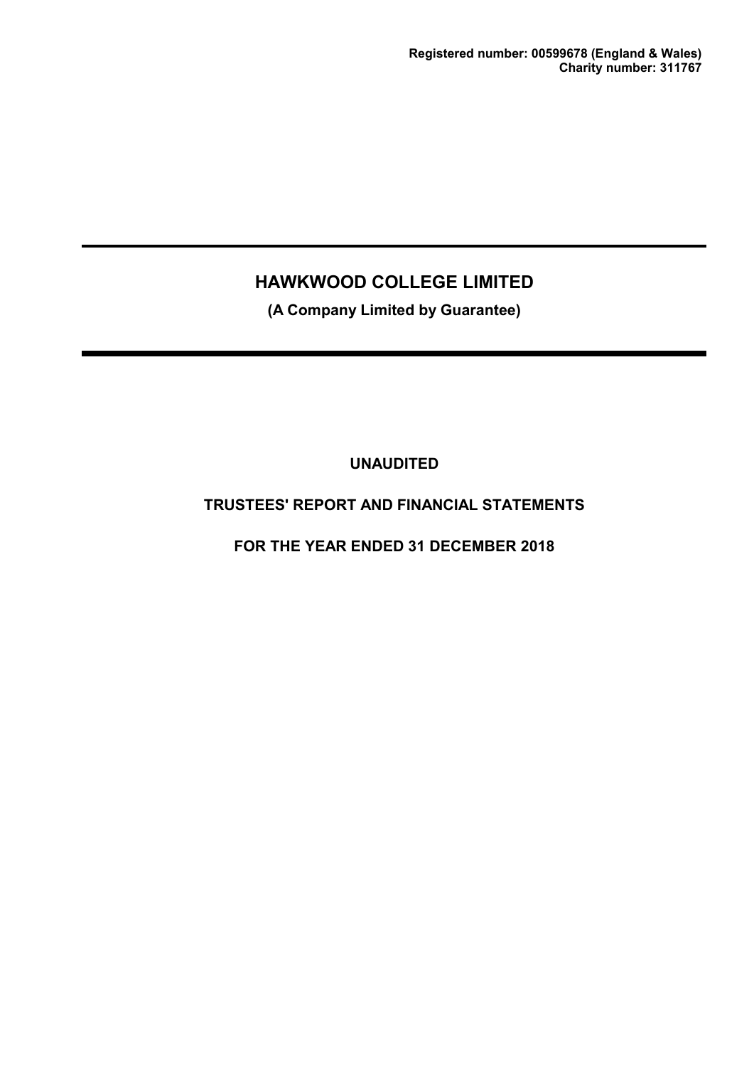**Registered number: 00599678 (England & Wales)**
**Charity number: 311767**

# HAWKWOOD COLLEGE LIMITED

**(A Company Limited by Guarantee)**

**UNAUDITED**

**TRUSTEES' REPORT AND FINANCIAL STATEMENTS**

**FOR THE YEAR ENDED 31 DECEMBER 2018**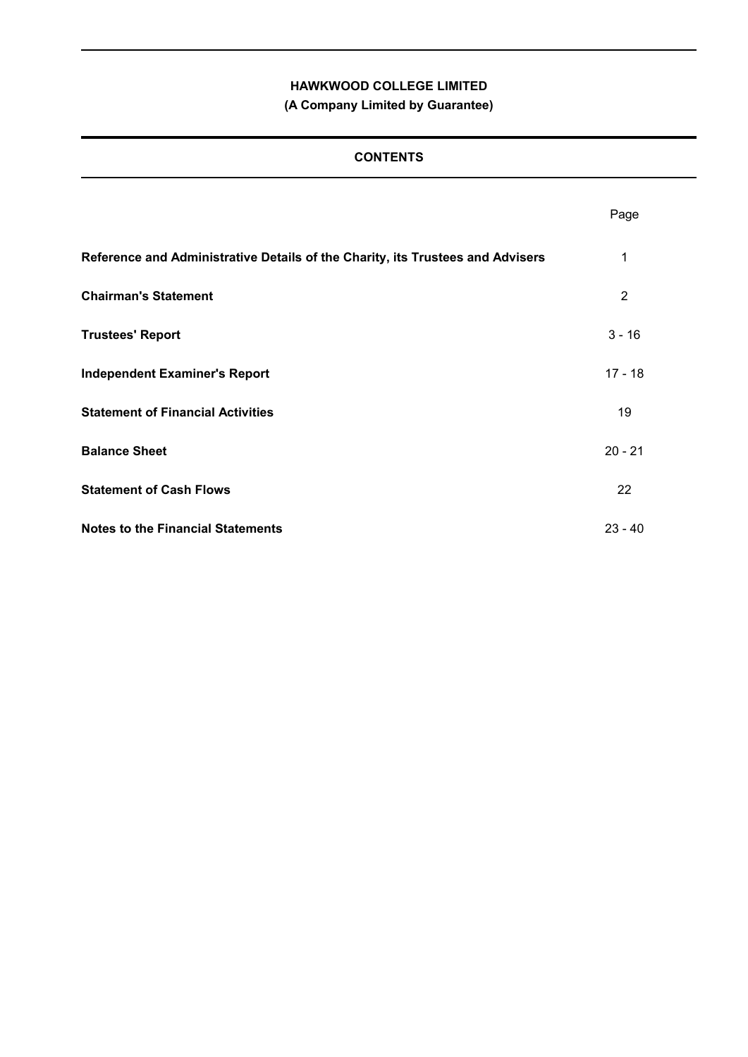**HAWKWOOD COLLEGE LIMITED**

**(A Company Limited by Guarantee)**

## CONTENTS

| | Page |
|---|---|
| **Reference and Administrative Details of the Charity, its Trustees and Advisers** | 1 |
| **Chairman's Statement** | 2 |
| **Trustees' Report** | 3 - 16 |
| **Independent Examiner's Report** | 17 - 18 |
| **Statement of Financial Activities** | 19 |
| **Balance Sheet** | 20 - 21 |
| **Statement of Cash Flows** | 22 |
| **Notes to the Financial Statements** | 23 - 40 |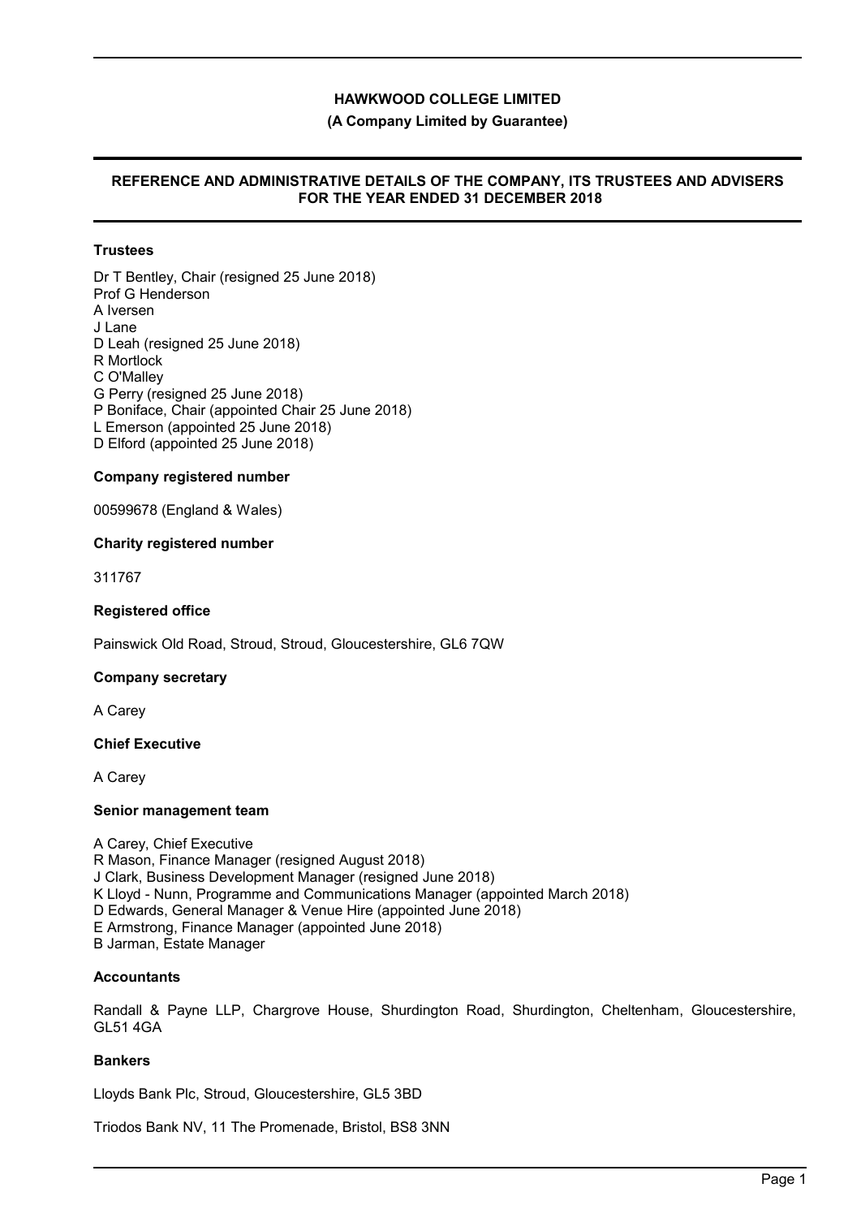**HAWKWOOD COLLEGE LIMITED**

**(A Company Limited by Guarantee)**

**REFERENCE AND ADMINISTRATIVE DETAILS OF THE COMPANY, ITS TRUSTEES AND ADVISERS FOR THE YEAR ENDED 31 DECEMBER 2018**

**Trustees**

Dr T Bentley, Chair (resigned 25 June 2018)
Prof G Henderson
A Iversen
J Lane
D Leah (resigned 25 June 2018)
R Mortlock
C O'Malley
G Perry (resigned 25 June 2018)
P Boniface, Chair (appointed Chair 25 June 2018)
L Emerson (appointed 25 June 2018)
D Elford (appointed 25 June 2018)

**Company registered number**

00599678 (England & Wales)

**Charity registered number**

311767

**Registered office**

Painswick Old Road, Stroud, Stroud, Gloucestershire, GL6 7QW

**Company secretary**

A Carey

**Chief Executive**

A Carey

**Senior management team**

A Carey, Chief Executive
R Mason, Finance Manager (resigned August 2018)
J Clark, Business Development Manager (resigned June 2018)
K Lloyd - Nunn, Programme and Communications Manager (appointed March 2018)
D Edwards, General Manager & Venue Hire (appointed June 2018)
E Armstrong, Finance Manager (appointed June 2018)
B Jarman, Estate Manager

**Accountants**

Randall & Payne LLP, Chargrove House, Shurdington Road, Shurdington, Cheltenham, Gloucestershire, GL51 4GA

**Bankers**

Lloyds Bank Plc, Stroud, Gloucestershire, GL5 3BD

Triodos Bank NV, 11 The Promenade, Bristol, BS8 3NN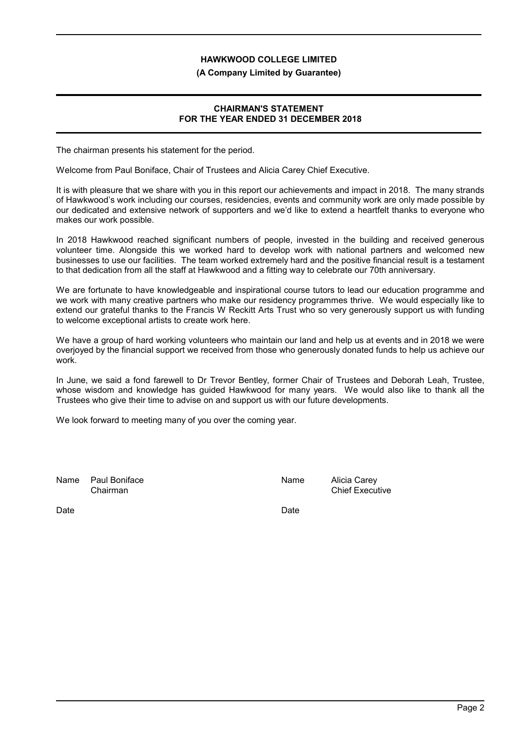**HAWKWOOD COLLEGE LIMITED**

**(A Company Limited by Guarantee)**

## CHAIRMAN'S STATEMENT
## FOR THE YEAR ENDED 31 DECEMBER 2018

The chairman presents his statement for the period.

Welcome from Paul Boniface, Chair of Trustees and Alicia Carey Chief Executive.

It is with pleasure that we share with you in this report our achievements and impact in 2018. The many strands of Hawkwood's work including our courses, residencies, events and community work are only made possible by our dedicated and extensive network of supporters and we'd like to extend a heartfelt thanks to everyone who makes our work possible.

In 2018 Hawkwood reached significant numbers of people, invested in the building and received generous volunteer time. Alongside this we worked hard to develop work with national partners and welcomed new businesses to use our facilities. The team worked extremely hard and the positive financial result is a testament to that dedication from all the staff at Hawkwood and a fitting way to celebrate our 70th anniversary.

We are fortunate to have knowledgeable and inspirational course tutors to lead our education programme and we work with many creative partners who make our residency programmes thrive. We would especially like to extend our grateful thanks to the Francis W Reckitt Arts Trust who so very generously support us with funding to welcome exceptional artists to create work here.

We have a group of hard working volunteers who maintain our land and help us at events and in 2018 we were overjoyed by the financial support we received from those who generously donated funds to help us achieve our work.

In June, we said a fond farewell to Dr Trevor Bentley, former Chair of Trustees and Deborah Leah, Trustee, whose wisdom and knowledge has guided Hawkwood for many years. We would also like to thank all the Trustees who give their time to advise on and support us with our future developments.

We look forward to meeting many of you over the coming year.

Name Paul Boniface
Chairman

Date

Name Alicia Carey
Chief Executive

Date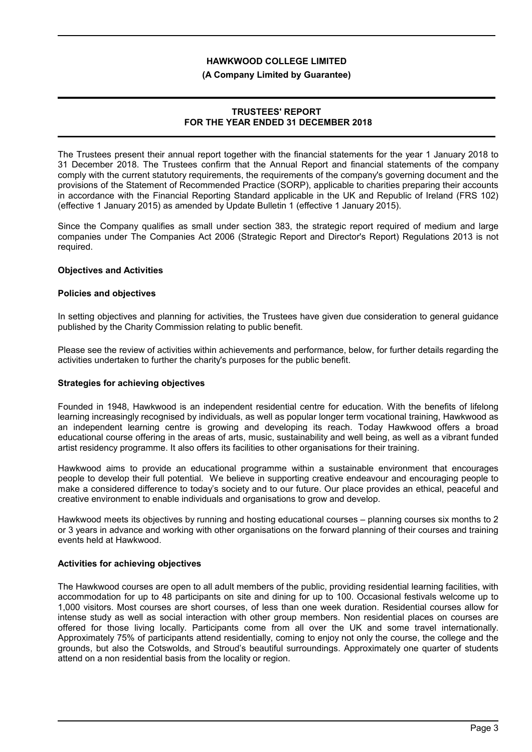**HAWKWOOD COLLEGE LIMITED**

**(A Company Limited by Guarantee)**

**TRUSTEES' REPORT**
**FOR THE YEAR ENDED 31 DECEMBER 2018**

The Trustees present their annual report together with the financial statements for the year 1 January 2018 to 31 December 2018. The Trustees confirm that the Annual Report and financial statements of the company comply with the current statutory requirements, the requirements of the company's governing document and the provisions of the Statement of Recommended Practice (SORP), applicable to charities preparing their accounts in accordance with the Financial Reporting Standard applicable in the UK and Republic of Ireland (FRS 102) (effective 1 January 2015) as amended by Update Bulletin 1 (effective 1 January 2015).

Since the Company qualifies as small under section 383, the strategic report required of medium and large companies under The Companies Act 2006 (Strategic Report and Director's Report) Regulations 2013 is not required.

## Objectives and Activities

### Policies and objectives

In setting objectives and planning for activities, the Trustees have given due consideration to general guidance published by the Charity Commission relating to public benefit.

Please see the review of activities within achievements and performance, below, for further details regarding the activities undertaken to further the charity's purposes for the public benefit.

### Strategies for achieving objectives

Founded in 1948, Hawkwood is an independent residential centre for education. With the benefits of lifelong learning increasingly recognised by individuals, as well as popular longer term vocational training, Hawkwood as an independent learning centre is growing and developing its reach. Today Hawkwood offers a broad educational course offering in the areas of arts, music, sustainability and well being, as well as a vibrant funded artist residency programme. It also offers its facilities to other organisations for their training.

Hawkwood aims to provide an educational programme within a sustainable environment that encourages people to develop their full potential. We believe in supporting creative endeavour and encouraging people to make a considered difference to today's society and to our future. Our place provides an ethical, peaceful and creative environment to enable individuals and organisations to grow and develop.

Hawkwood meets its objectives by running and hosting educational courses – planning courses six months to 2 or 3 years in advance and working with other organisations on the forward planning of their courses and training events held at Hawkwood.

### Activities for achieving objectives

The Hawkwood courses are open to all adult members of the public, providing residential learning facilities, with accommodation for up to 48 participants on site and dining for up to 100. Occasional festivals welcome up to 1,000 visitors. Most courses are short courses, of less than one week duration. Residential courses allow for intense study as well as social interaction with other group members. Non residential places on courses are offered for those living locally. Participants come from all over the UK and some travel internationally. Approximately 75% of participants attend residentially, coming to enjoy not only the course, the college and the grounds, but also the Cotswolds, and Stroud's beautiful surroundings. Approximately one quarter of students attend on a non residential basis from the locality or region.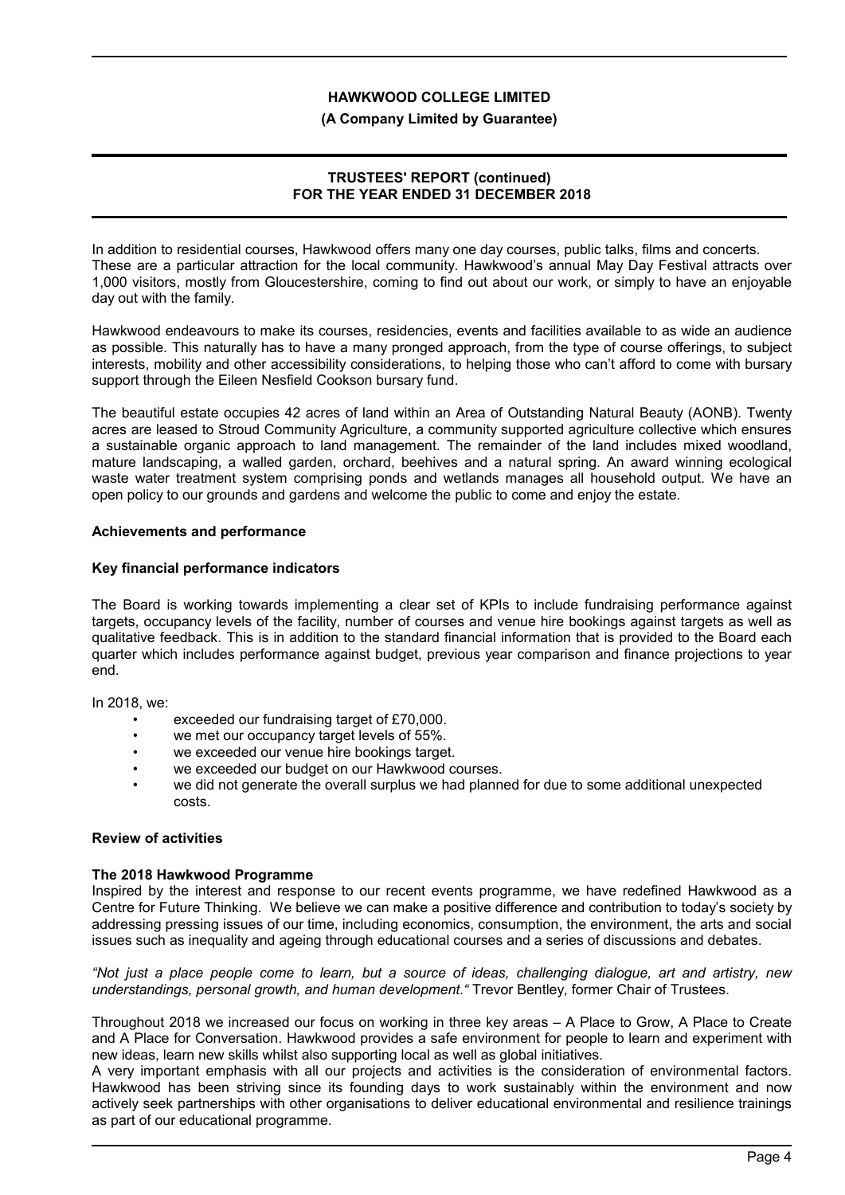In addition to residential courses, Hawkwood offers many one day courses, public talks, films and concerts. These are a particular attraction for the local community. Hawkwood's annual May Day Festival attracts over 1,000 visitors, mostly from Gloucestershire, coming to find out about our work, or simply to have an enjoyable day out with the family.

Hawkwood endeavours to make its courses, residencies, events and facilities available to as wide an audience as possible. This naturally has to have a many pronged approach, from the type of course offerings, to subject interests, mobility and other accessibility considerations, to helping those who can't afford to come with bursary support through the Eileen Nesfield Cookson bursary fund.

The beautiful estate occupies 42 acres of land within an Area of Outstanding Natural Beauty (AONB). Twenty acres are leased to Stroud Community Agriculture, a community supported agriculture collective which ensures a sustainable organic approach to land management. The remainder of the land includes mixed woodland, mature landscaping, a walled garden, orchard, beehives and a natural spring. An award winning ecological waste water treatment system comprising ponds and wetlands manages all household output. We have an open policy to our grounds and gardens and welcome the public to come and enjoy the estate.

**Achievements and performance**

**Key financial performance indicators**

The Board is working towards implementing a clear set of KPIs to include fundraising performance against targets, occupancy levels of the facility, number of courses and venue hire bookings against targets as well as qualitative feedback. This is in addition to the standard financial information that is provided to the Board each quarter which includes performance against budget, previous year comparison and finance projections to year end.

In 2018, we:

- exceeded our fundraising target of £70,000.
- we met our occupancy target levels of 55%.
- we exceeded our venue hire bookings target.
- we exceeded our budget on our Hawkwood courses.
- we did not generate the overall surplus we had planned for due to some additional unexpected costs.

**Review of activities**

**The 2018 Hawkwood Programme**

Inspired by the interest and response to our recent events programme, we have redefined Hawkwood as a Centre for Future Thinking. We believe we can make a positive difference and contribution to today's society by addressing pressing issues of our time, including economics, consumption, the environment, the arts and social issues such as inequality and ageing through educational courses and a series of discussions and debates.

*"Not just a place people come to learn, but a source of ideas, challenging dialogue, art and artistry, new understandings, personal growth, and human development."* Trevor Bentley, former Chair of Trustees.

Throughout 2018 we increased our focus on working in three key areas – A Place to Grow, A Place to Create and A Place for Conversation. Hawkwood provides a safe environment for people to learn and experiment with new ideas, learn new skills whilst also supporting local as well as global initiatives.

A very important emphasis with all our projects and activities is the consideration of environmental factors. Hawkwood has been striving since its founding days to work sustainably within the environment and now actively seek partnerships with other organisations to deliver educational environmental and resilience trainings as part of our educational programme.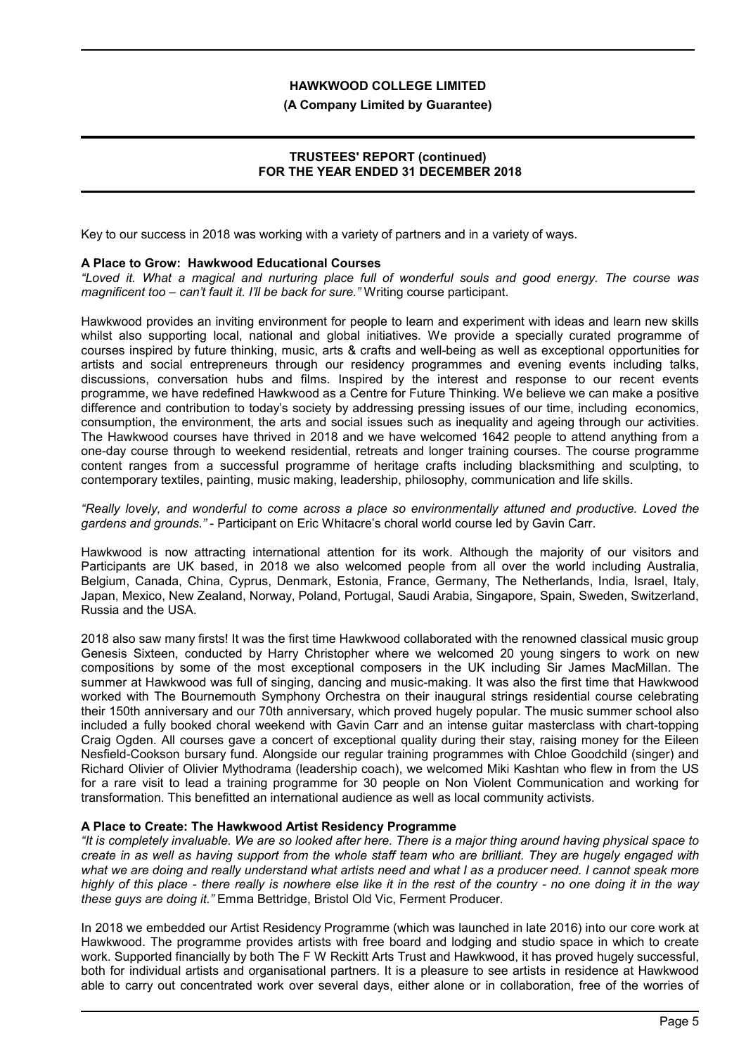Key to our success in 2018 was working with a variety of partners and in a variety of ways.

**A Place to Grow: Hawkwood Educational Courses**

*"Loved it. What a magical and nurturing place full of wonderful souls and good energy. The course was magnificent too – can't fault it. I'll be back for sure."* Writing course participant.

Hawkwood provides an inviting environment for people to learn and experiment with ideas and learn new skills whilst also supporting local, national and global initiatives. We provide a specially curated programme of courses inspired by future thinking, music, arts & crafts and well-being as well as exceptional opportunities for artists and social entrepreneurs through our residency programmes and evening events including talks, discussions, conversation hubs and films. Inspired by the interest and response to our recent events programme, we have redefined Hawkwood as a Centre for Future Thinking. We believe we can make a positive difference and contribution to today's society by addressing pressing issues of our time, including economics, consumption, the environment, the arts and social issues such as inequality and ageing through our activities. The Hawkwood courses have thrived in 2018 and we have welcomed 1642 people to attend anything from a one-day course through to weekend residential, retreats and longer training courses. The course programme content ranges from a successful programme of heritage crafts including blacksmithing and sculpting, to contemporary textiles, painting, music making, leadership, philosophy, communication and life skills.

*"Really lovely, and wonderful to come across a place so environmentally attuned and productive. Loved the gardens and grounds."* - Participant on Eric Whitacre's choral world course led by Gavin Carr.

Hawkwood is now attracting international attention for its work. Although the majority of our visitors and Participants are UK based, in 2018 we also welcomed people from all over the world including Australia, Belgium, Canada, China, Cyprus, Denmark, Estonia, France, Germany, The Netherlands, India, Israel, Italy, Japan, Mexico, New Zealand, Norway, Poland, Portugal, Saudi Arabia, Singapore, Spain, Sweden, Switzerland, Russia and the USA.

2018 also saw many firsts! It was the first time Hawkwood collaborated with the renowned classical music group Genesis Sixteen, conducted by Harry Christopher where we welcomed 20 young singers to work on new compositions by some of the most exceptional composers in the UK including Sir James MacMillan. The summer at Hawkwood was full of singing, dancing and music-making. It was also the first time that Hawkwood worked with The Bournemouth Symphony Orchestra on their inaugural strings residential course celebrating their 150th anniversary and our 70th anniversary, which proved hugely popular. The music summer school also included a fully booked choral weekend with Gavin Carr and an intense guitar masterclass with chart-topping Craig Ogden. All courses gave a concert of exceptional quality during their stay, raising money for the Eileen Nesfield-Cookson bursary fund. Alongside our regular training programmes with Chloe Goodchild (singer) and Richard Olivier of Olivier Mythodrama (leadership coach), we welcomed Miki Kashtan who flew in from the US for a rare visit to lead a training programme for 30 people on Non Violent Communication and working for transformation. This benefitted an international audience as well as local community activists.

**A Place to Create: The Hawkwood Artist Residency Programme**

*"It is completely invaluable. We are so looked after here. There is a major thing around having physical space to create in as well as having support from the whole staff team who are brilliant. They are hugely engaged with what we are doing and really understand what artists need and what I as a producer need. I cannot speak more highly of this place - there really is nowhere else like it in the rest of the country - no one doing it in the way these guys are doing it."* Emma Bettridge, Bristol Old Vic, Ferment Producer.

In 2018 we embedded our Artist Residency Programme (which was launched in late 2016) into our core work at Hawkwood. The programme provides artists with free board and lodging and studio space in which to create work. Supported financially by both The F W Reckitt Arts Trust and Hawkwood, it has proved hugely successful, both for individual artists and organisational partners. It is a pleasure to see artists in residence at Hawkwood able to carry out concentrated work over several days, either alone or in collaboration, free of the worries of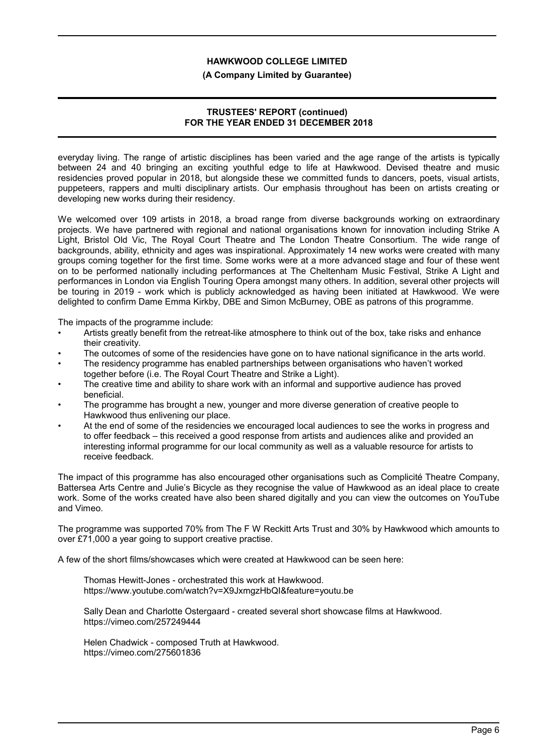everyday living. The range of artistic disciplines has been varied and the age range of the artists is typically between 24 and 40 bringing an exciting youthful edge to life at Hawkwood. Devised theatre and music residencies proved popular in 2018, but alongside these we committed funds to dancers, poets, visual artists, puppeteers, rappers and multi disciplinary artists. Our emphasis throughout has been on artists creating or developing new works during their residency.

We welcomed over 109 artists in 2018, a broad range from diverse backgrounds working on extraordinary projects. We have partnered with regional and national organisations known for innovation including Strike A Light, Bristol Old Vic, The Royal Court Theatre and The London Theatre Consortium. The wide range of backgrounds, ability, ethnicity and ages was inspirational. Approximately 14 new works were created with many groups coming together for the first time. Some works were at a more advanced stage and four of these went on to be performed nationally including performances at The Cheltenham Music Festival, Strike A Light and performances in London via English Touring Opera amongst many others. In addition, several other projects will be touring in 2019 - work which is publicly acknowledged as having been initiated at Hawkwood. We were delighted to confirm Dame Emma Kirkby, DBE and Simon McBurney, OBE as patrons of this programme.

The impacts of the programme include:

- Artists greatly benefit from the retreat-like atmosphere to think out of the box, take risks and enhance their creativity.
- The outcomes of some of the residencies have gone on to have national significance in the arts world.
- The residency programme has enabled partnerships between organisations who haven't worked together before (i.e. The Royal Court Theatre and Strike a Light).
- The creative time and ability to share work with an informal and supportive audience has proved beneficial.
- The programme has brought a new, younger and more diverse generation of creative people to Hawkwood thus enlivening our place.
- At the end of some of the residencies we encouraged local audiences to see the works in progress and to offer feedback – this received a good response from artists and audiences alike and provided an interesting informal programme for our local community as well as a valuable resource for artists to receive feedback.

The impact of this programme has also encouraged other organisations such as Complicité Theatre Company, Battersea Arts Centre and Julie's Bicycle as they recognise the value of Hawkwood as an ideal place to create work. Some of the works created have also been shared digitally and you can view the outcomes on YouTube and Vimeo.

The programme was supported 70% from The F W Reckitt Arts Trust and 30% by Hawkwood which amounts to over £71,000 a year going to support creative practise.

A few of the short films/showcases which were created at Hawkwood can be seen here:

Thomas Hewitt-Jones - orchestrated this work at Hawkwood.
https://www.youtube.com/watch?v=X9JxmgzHbQI&feature=youtu.be

Sally Dean and Charlotte Ostergaard - created several short showcase films at Hawkwood.
https://vimeo.com/257249444

Helen Chadwick - composed Truth at Hawkwood.
https://vimeo.com/275601836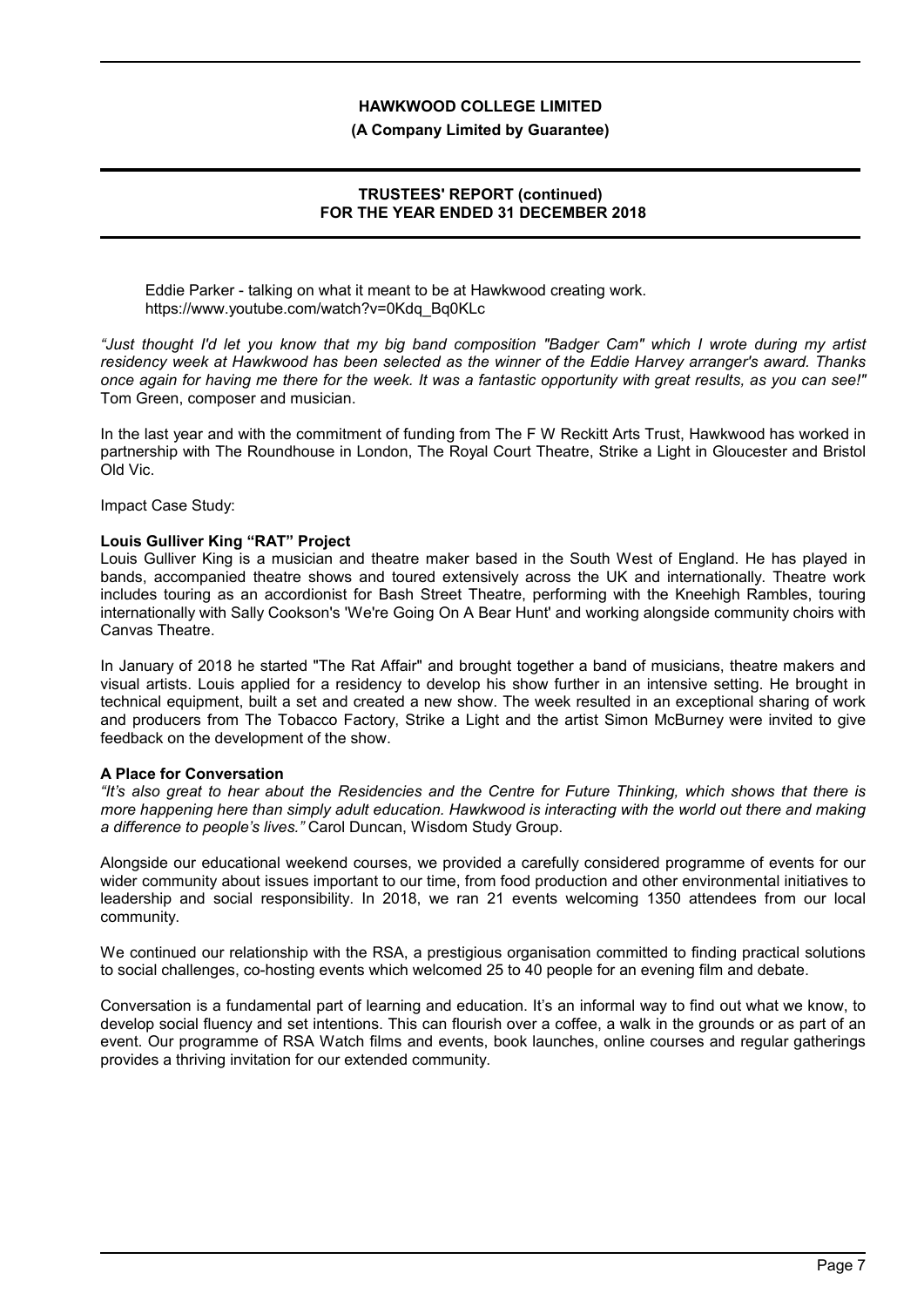Eddie Parker - talking on what it meant to be at Hawkwood creating work.
https://www.youtube.com/watch?v=0Kdq_Bq0KLc

*"Just thought I'd let you know that my big band composition "Badger Cam" which I wrote during my artist residency week at Hawkwood has been selected as the winner of the Eddie Harvey arranger's award. Thanks once again for having me there for the week. It was a fantastic opportunity with great results, as you can see!"* Tom Green, composer and musician.

In the last year and with the commitment of funding from The F W Reckitt Arts Trust, Hawkwood has worked in partnership with The Roundhouse in London, The Royal Court Theatre, Strike a Light in Gloucester and Bristol Old Vic.

Impact Case Study:

**Louis Gulliver King "RAT" Project**

Louis Gulliver King is a musician and theatre maker based in the South West of England. He has played in bands, accompanied theatre shows and toured extensively across the UK and internationally. Theatre work includes touring as an accordionist for Bash Street Theatre, performing with the Kneehigh Rambles, touring internationally with Sally Cookson's 'We're Going On A Bear Hunt' and working alongside community choirs with Canvas Theatre.

In January of 2018 he started "The Rat Affair" and brought together a band of musicians, theatre makers and visual artists. Louis applied for a residency to develop his show further in an intensive setting. He brought in technical equipment, built a set and created a new show. The week resulted in an exceptional sharing of work and producers from The Tobacco Factory, Strike a Light and the artist Simon McBurney were invited to give feedback on the development of the show.

**A Place for Conversation**

*"It's also great to hear about the Residencies and the Centre for Future Thinking, which shows that there is more happening here than simply adult education. Hawkwood is interacting with the world out there and making a difference to people's lives."* Carol Duncan, Wisdom Study Group.

Alongside our educational weekend courses, we provided a carefully considered programme of events for our wider community about issues important to our time, from food production and other environmental initiatives to leadership and social responsibility. In 2018, we ran 21 events welcoming 1350 attendees from our local community.

We continued our relationship with the RSA, a prestigious organisation committed to finding practical solutions to social challenges, co-hosting events which welcomed 25 to 40 people for an evening film and debate.

Conversation is a fundamental part of learning and education. It's an informal way to find out what we know, to develop social fluency and set intentions. This can flourish over a coffee, a walk in the grounds or as part of an event. Our programme of RSA Watch films and events, book launches, online courses and regular gatherings provides a thriving invitation for our extended community.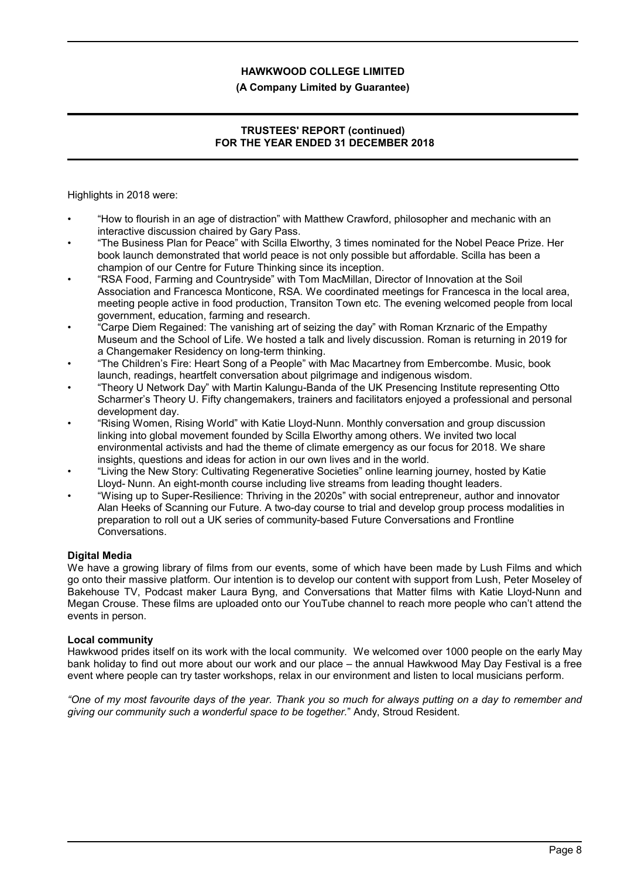Highlights in 2018 were:

- "How to flourish in an age of distraction" with Matthew Crawford, philosopher and mechanic with an interactive discussion chaired by Gary Pass.
- "The Business Plan for Peace" with Scilla Elworthy, 3 times nominated for the Nobel Peace Prize. Her book launch demonstrated that world peace is not only possible but affordable. Scilla has been a champion of our Centre for Future Thinking since its inception.
- "RSA Food, Farming and Countryside" with Tom MacMillan, Director of Innovation at the Soil Association and Francesca Monticone, RSA. We coordinated meetings for Francesca in the local area, meeting people active in food production, Transiton Town etc. The evening welcomed people from local government, education, farming and research.
- "Carpe Diem Regained: The vanishing art of seizing the day" with Roman Krznaric of the Empathy Museum and the School of Life. We hosted a talk and lively discussion. Roman is returning in 2019 for a Changemaker Residency on long-term thinking.
- "The Children's Fire: Heart Song of a People" with Mac Macartney from Embercombe. Music, book launch, readings, heartfelt conversation about pilgrimage and indigenous wisdom.
- "Theory U Network Day" with Martin Kalungu-Banda of the UK Presencing Institute representing Otto Scharmer's Theory U. Fifty changemakers, trainers and facilitators enjoyed a professional and personal development day.
- "Rising Women, Rising World" with Katie Lloyd-Nunn. Monthly conversation and group discussion linking into global movement founded by Scilla Elworthy among others. We invited two local environmental activists and had the theme of climate emergency as our focus for 2018. We share insights, questions and ideas for action in our own lives and in the world.
- "Living the New Story: Cultivating Regenerative Societies" online learning journey, hosted by Katie Lloyd- Nunn. An eight-month course including live streams from leading thought leaders.
- "Wising up to Super-Resilience: Thriving in the 2020s" with social entrepreneur, author and innovator Alan Heeks of Scanning our Future. A two-day course to trial and develop group process modalities in preparation to roll out a UK series of community-based Future Conversations and Frontline Conversations.

**Digital Media**

We have a growing library of films from our events, some of which have been made by Lush Films and which go onto their massive platform. Our intention is to develop our content with support from Lush, Peter Moseley of Bakehouse TV, Podcast maker Laura Byng, and Conversations that Matter films with Katie Lloyd-Nunn and Megan Crouse. These films are uploaded onto our YouTube channel to reach more people who can't attend the events in person.

**Local community**

Hawkwood prides itself on its work with the local community. We welcomed over 1000 people on the early May bank holiday to find out more about our work and our place – the annual Hawkwood May Day Festival is a free event where people can try taster workshops, relax in our environment and listen to local musicians perform.

*"One of my most favourite days of the year. Thank you so much for always putting on a day to remember and giving our community such a wonderful space to be together."* Andy, Stroud Resident.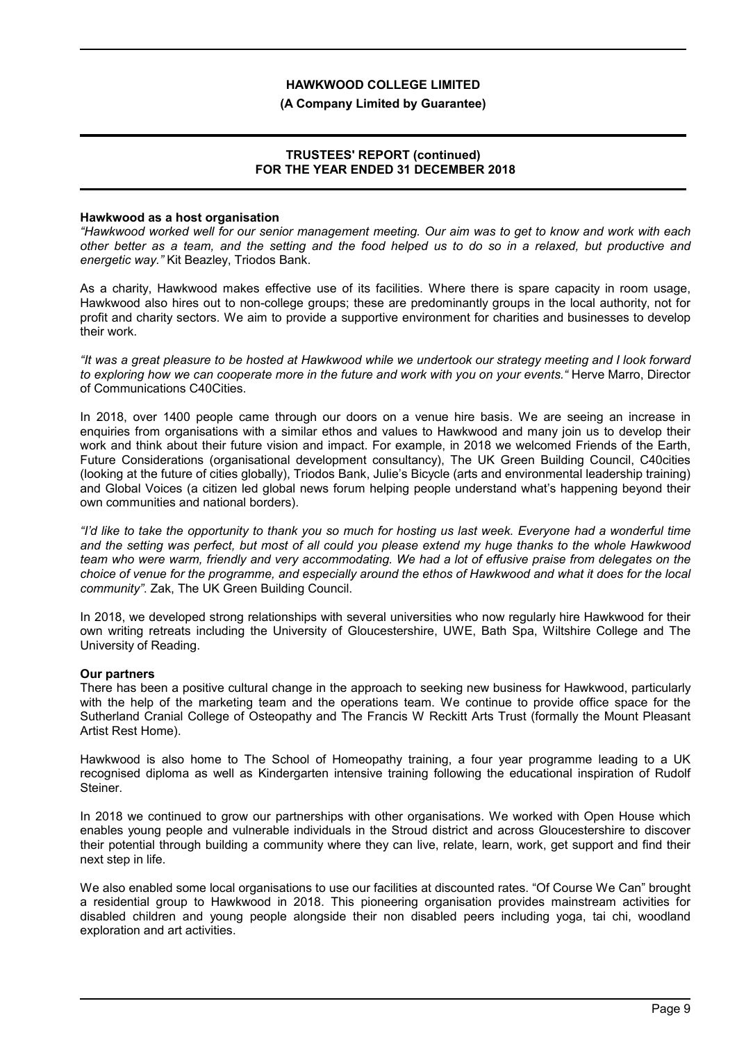#### Hawkwood as a host organisation

*"Hawkwood worked well for our senior management meeting. Our aim was to get to know and work with each other better as a team, and the setting and the food helped us to do so in a relaxed, but productive and energetic way."* Kit Beazley, Triodos Bank.

As a charity, Hawkwood makes effective use of its facilities. Where there is spare capacity in room usage, Hawkwood also hires out to non-college groups; these are predominantly groups in the local authority, not for profit and charity sectors. We aim to provide a supportive environment for charities and businesses to develop their work.

*"It was a great pleasure to be hosted at Hawkwood while we undertook our strategy meeting and I look forward to exploring how we can cooperate more in the future and work with you on your events."* Herve Marro, Director of Communications C40Cities.

In 2018, over 1400 people came through our doors on a venue hire basis. We are seeing an increase in enquiries from organisations with a similar ethos and values to Hawkwood and many join us to develop their work and think about their future vision and impact. For example, in 2018 we welcomed Friends of the Earth, Future Considerations (organisational development consultancy), The UK Green Building Council, C40cities (looking at the future of cities globally), Triodos Bank, Julie's Bicycle (arts and environmental leadership training) and Global Voices (a citizen led global news forum helping people understand what's happening beyond their own communities and national borders).

*"I'd like to take the opportunity to thank you so much for hosting us last week. Everyone had a wonderful time and the setting was perfect, but most of all could you please extend my huge thanks to the whole Hawkwood team who were warm, friendly and very accommodating. We had a lot of effusive praise from delegates on the choice of venue for the programme, and especially around the ethos of Hawkwood and what it does for the local community"*. Zak, The UK Green Building Council.

In 2018, we developed strong relationships with several universities who now regularly hire Hawkwood for their own writing retreats including the University of Gloucestershire, UWE, Bath Spa, Wiltshire College and The University of Reading.

#### Our partners

There has been a positive cultural change in the approach to seeking new business for Hawkwood, particularly with the help of the marketing team and the operations team. We continue to provide office space for the Sutherland Cranial College of Osteopathy and The Francis W Reckitt Arts Trust (formally the Mount Pleasant Artist Rest Home).

Hawkwood is also home to The School of Homeopathy training, a four year programme leading to a UK recognised diploma as well as Kindergarten intensive training following the educational inspiration of Rudolf Steiner.

In 2018 we continued to grow our partnerships with other organisations. We worked with Open House which enables young people and vulnerable individuals in the Stroud district and across Gloucestershire to discover their potential through building a community where they can live, relate, learn, work, get support and find their next step in life.

We also enabled some local organisations to use our facilities at discounted rates. "Of Course We Can" brought a residential group to Hawkwood in 2018. This pioneering organisation provides mainstream activities for disabled children and young people alongside their non disabled peers including yoga, tai chi, woodland exploration and art activities.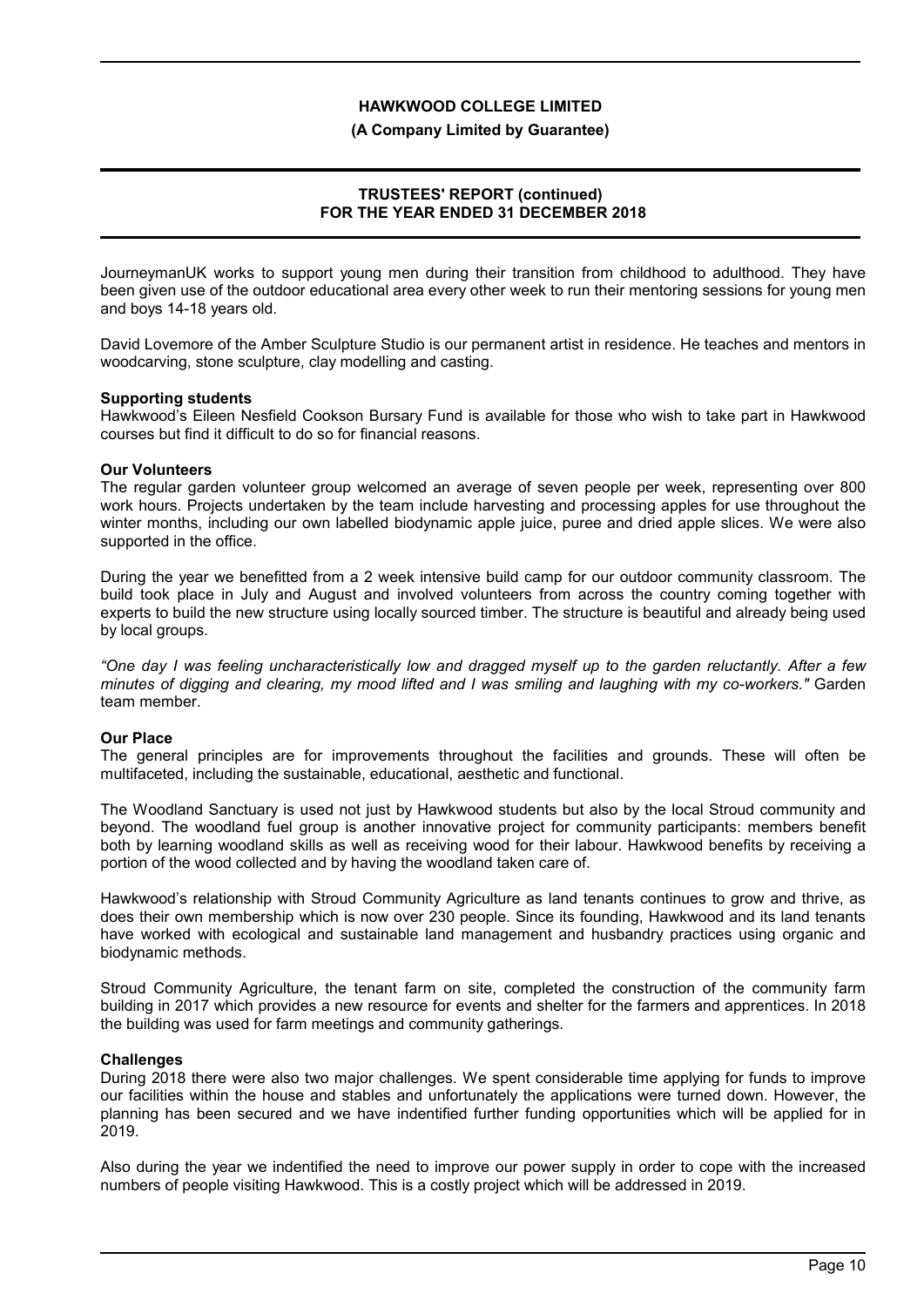JourneymanUK works to support young men during their transition from childhood to adulthood. They have been given use of the outdoor educational area every other week to run their mentoring sessions for young men and boys 14-18 years old.

David Lovemore of the Amber Sculpture Studio is our permanent artist in residence. He teaches and mentors in woodcarving, stone sculpture, clay modelling and casting.

**Supporting students**
Hawkwood's Eileen Nesfield Cookson Bursary Fund is available for those who wish to take part in Hawkwood courses but find it difficult to do so for financial reasons.

**Our Volunteers**
The regular garden volunteer group welcomed an average of seven people per week, representing over 800 work hours. Projects undertaken by the team include harvesting and processing apples for use throughout the winter months, including our own labelled biodynamic apple juice, puree and dried apple slices. We were also supported in the office.

During the year we benefitted from a 2 week intensive build camp for our outdoor community classroom. The build took place in July and August and involved volunteers from across the country coming together with experts to build the new structure using locally sourced timber. The structure is beautiful and already being used by local groups.

*"One day I was feeling uncharacteristically low and dragged myself up to the garden reluctantly. After a few minutes of digging and clearing, my mood lifted and I was smiling and laughing with my co-workers."* Garden team member.

**Our Place**
The general principles are for improvements throughout the facilities and grounds. These will often be multifaceted, including the sustainable, educational, aesthetic and functional.

The Woodland Sanctuary is used not just by Hawkwood students but also by the local Stroud community and beyond. The woodland fuel group is another innovative project for community participants: members benefit both by learning woodland skills as well as receiving wood for their labour. Hawkwood benefits by receiving a portion of the wood collected and by having the woodland taken care of.

Hawkwood's relationship with Stroud Community Agriculture as land tenants continues to grow and thrive, as does their own membership which is now over 230 people. Since its founding, Hawkwood and its land tenants have worked with ecological and sustainable land management and husbandry practices using organic and biodynamic methods.

Stroud Community Agriculture, the tenant farm on site, completed the construction of the community farm building in 2017 which provides a new resource for events and shelter for the farmers and apprentices. In 2018 the building was used for farm meetings and community gatherings.

**Challenges**
During 2018 there were also two major challenges. We spent considerable time applying for funds to improve our facilities within the house and stables and unfortunately the applications were turned down. However, the planning has been secured and we have indentified further funding opportunities which will be applied for in 2019.

Also during the year we indentified the need to improve our power supply in order to cope with the increased numbers of people visiting Hawkwood. This is a costly project which will be addressed in 2019.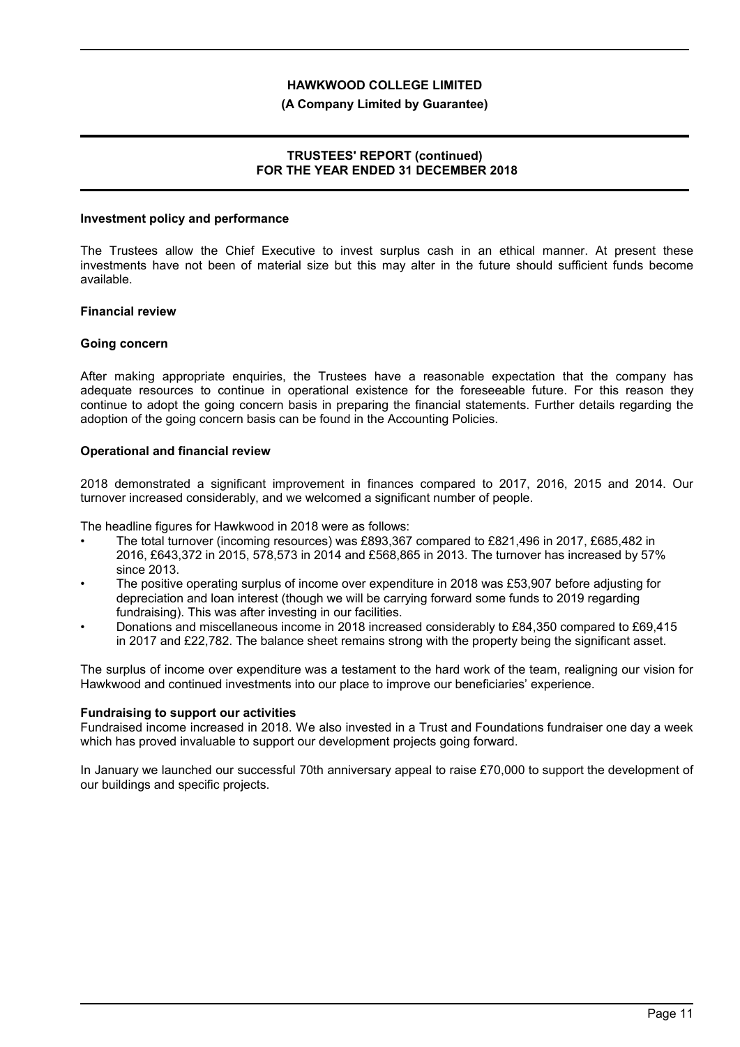## Investment policy and performance

The Trustees allow the Chief Executive to invest surplus cash in an ethical manner. At present these investments have not been of material size but this may alter in the future should sufficient funds become available.

## Financial review

### Going concern

After making appropriate enquiries, the Trustees have a reasonable expectation that the company has adequate resources to continue in operational existence for the foreseeable future. For this reason they continue to adopt the going concern basis in preparing the financial statements. Further details regarding the adoption of the going concern basis can be found in the Accounting Policies.

### Operational and financial review

2018 demonstrated a significant improvement in finances compared to 2017, 2016, 2015 and 2014. Our turnover increased considerably, and we welcomed a significant number of people.

The headline figures for Hawkwood in 2018 were as follows:

- The total turnover (incoming resources) was £893,367 compared to £821,496 in 2017, £685,482 in 2016, £643,372 in 2015, 578,573 in 2014 and £568,865 in 2013. The turnover has increased by 57% since 2013.
- The positive operating surplus of income over expenditure in 2018 was £53,907 before adjusting for depreciation and loan interest (though we will be carrying forward some funds to 2019 regarding fundraising). This was after investing in our facilities.
- Donations and miscellaneous income in 2018 increased considerably to £84,350 compared to £69,415 in 2017 and £22,782. The balance sheet remains strong with the property being the significant asset.

The surplus of income over expenditure was a testament to the hard work of the team, realigning our vision for Hawkwood and continued investments into our place to improve our beneficiaries' experience.

### Fundraising to support our activities

Fundraised income increased in 2018. We also invested in a Trust and Foundations fundraiser one day a week which has proved invaluable to support our development projects going forward.

In January we launched our successful 70th anniversary appeal to raise £70,000 to support the development of our buildings and specific projects.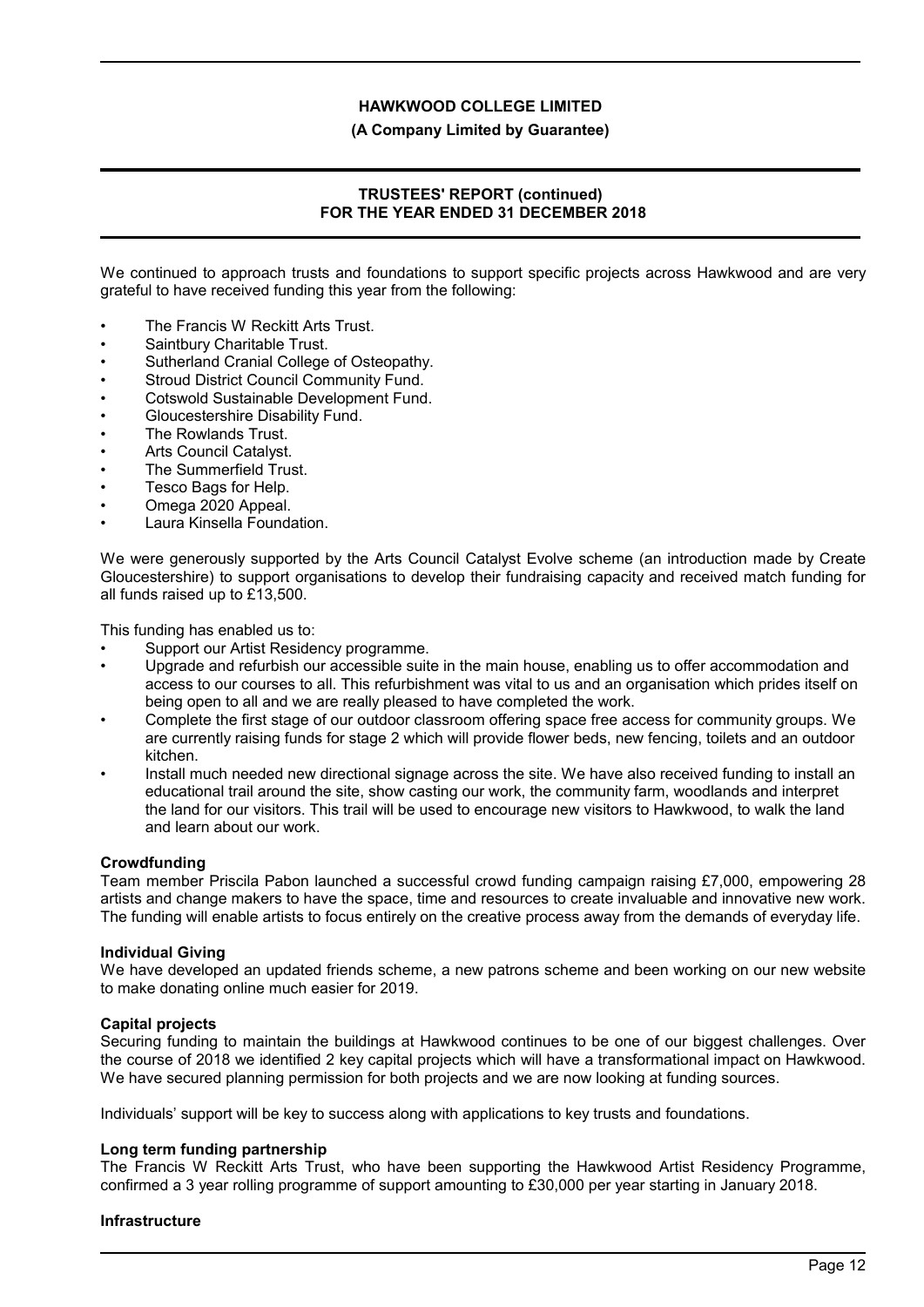We continued to approach trusts and foundations to support specific projects across Hawkwood and are very grateful to have received funding this year from the following:

- The Francis W Reckitt Arts Trust.
- Saintbury Charitable Trust.
- Sutherland Cranial College of Osteopathy.
- Stroud District Council Community Fund.
- Cotswold Sustainable Development Fund.
- Gloucestershire Disability Fund.
- The Rowlands Trust.
- Arts Council Catalyst.
- The Summerfield Trust.
- Tesco Bags for Help.
- Omega 2020 Appeal.
- Laura Kinsella Foundation.

We were generously supported by the Arts Council Catalyst Evolve scheme (an introduction made by Create Gloucestershire) to support organisations to develop their fundraising capacity and received match funding for all funds raised up to £13,500.

This funding has enabled us to:

- Support our Artist Residency programme.
- Upgrade and refurbish our accessible suite in the main house, enabling us to offer accommodation and access to our courses to all. This refurbishment was vital to us and an organisation which prides itself on being open to all and we are really pleased to have completed the work.
- Complete the first stage of our outdoor classroom offering space free access for community groups. We are currently raising funds for stage 2 which will provide flower beds, new fencing, toilets and an outdoor kitchen.
- Install much needed new directional signage across the site. We have also received funding to install an educational trail around the site, show casting our work, the community farm, woodlands and interpret the land for our visitors. This trail will be used to encourage new visitors to Hawkwood, to walk the land and learn about our work.

**Crowdfunding**

Team member Priscila Pabon launched a successful crowd funding campaign raising £7,000, empowering 28 artists and change makers to have the space, time and resources to create invaluable and innovative new work. The funding will enable artists to focus entirely on the creative process away from the demands of everyday life.

**Individual Giving**

We have developed an updated friends scheme, a new patrons scheme and been working on our new website to make donating online much easier for 2019.

**Capital projects**

Securing funding to maintain the buildings at Hawkwood continues to be one of our biggest challenges. Over the course of 2018 we identified 2 key capital projects which will have a transformational impact on Hawkwood. We have secured planning permission for both projects and we are now looking at funding sources.

Individuals' support will be key to success along with applications to key trusts and foundations.

**Long term funding partnership**

The Francis W Reckitt Arts Trust, who have been supporting the Hawkwood Artist Residency Programme, confirmed a 3 year rolling programme of support amounting to £30,000 per year starting in January 2018.

**Infrastructure**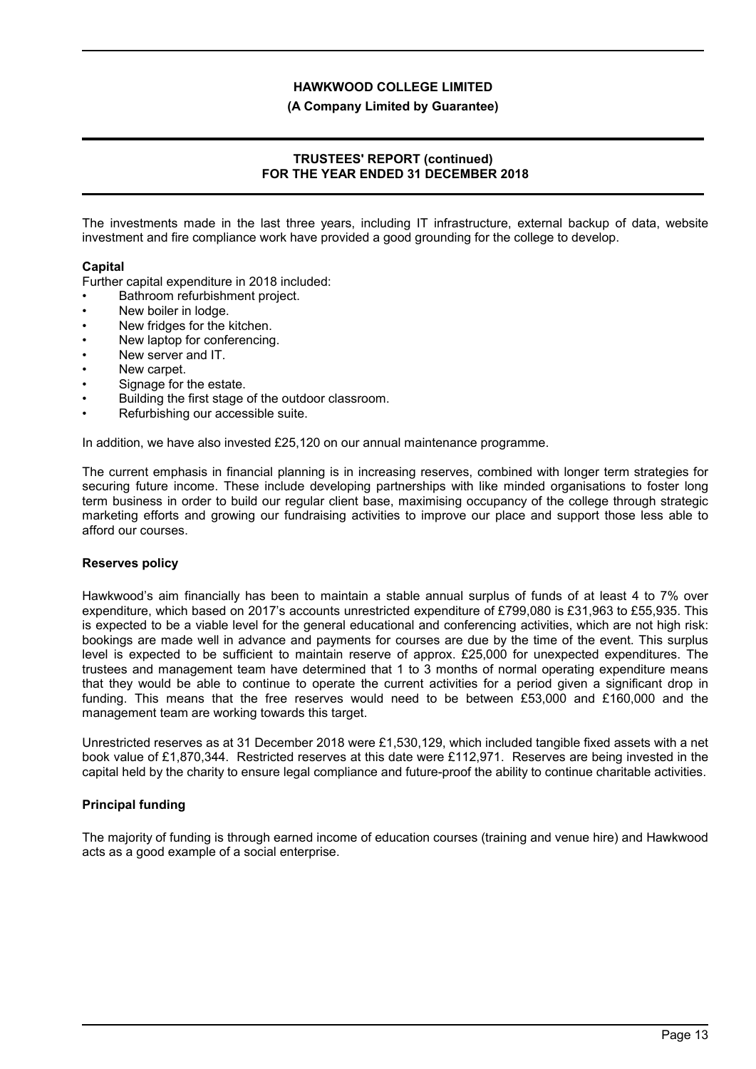The investments made in the last three years, including IT infrastructure, external backup of data, website investment and fire compliance work have provided a good grounding for the college to develop.

**Capital**

Further capital expenditure in 2018 included:

- Bathroom refurbishment project.
- New boiler in lodge.
- New fridges for the kitchen.
- New laptop for conferencing.
- New server and IT.
- New carpet.
- Signage for the estate.
- Building the first stage of the outdoor classroom.
- Refurbishing our accessible suite.

In addition, we have also invested £25,120 on our annual maintenance programme.

The current emphasis in financial planning is in increasing reserves, combined with longer term strategies for securing future income. These include developing partnerships with like minded organisations to foster long term business in order to build our regular client base, maximising occupancy of the college through strategic marketing efforts and growing our fundraising activities to improve our place and support those less able to afford our courses.

**Reserves policy**

Hawkwood's aim financially has been to maintain a stable annual surplus of funds of at least 4 to 7% over expenditure, which based on 2017's accounts unrestricted expenditure of £799,080 is £31,963 to £55,935. This is expected to be a viable level for the general educational and conferencing activities, which are not high risk: bookings are made well in advance and payments for courses are due by the time of the event. This surplus level is expected to be sufficient to maintain reserve of approx. £25,000 for unexpected expenditures. The trustees and management team have determined that 1 to 3 months of normal operating expenditure means that they would be able to continue to operate the current activities for a period given a significant drop in funding. This means that the free reserves would need to be between £53,000 and £160,000 and the management team are working towards this target.

Unrestricted reserves as at 31 December 2018 were £1,530,129, which included tangible fixed assets with a net book value of £1,870,344. Restricted reserves at this date were £112,971. Reserves are being invested in the capital held by the charity to ensure legal compliance and future-proof the ability to continue charitable activities.

**Principal funding**

The majority of funding is through earned income of education courses (training and venue hire) and Hawkwood acts as a good example of a social enterprise.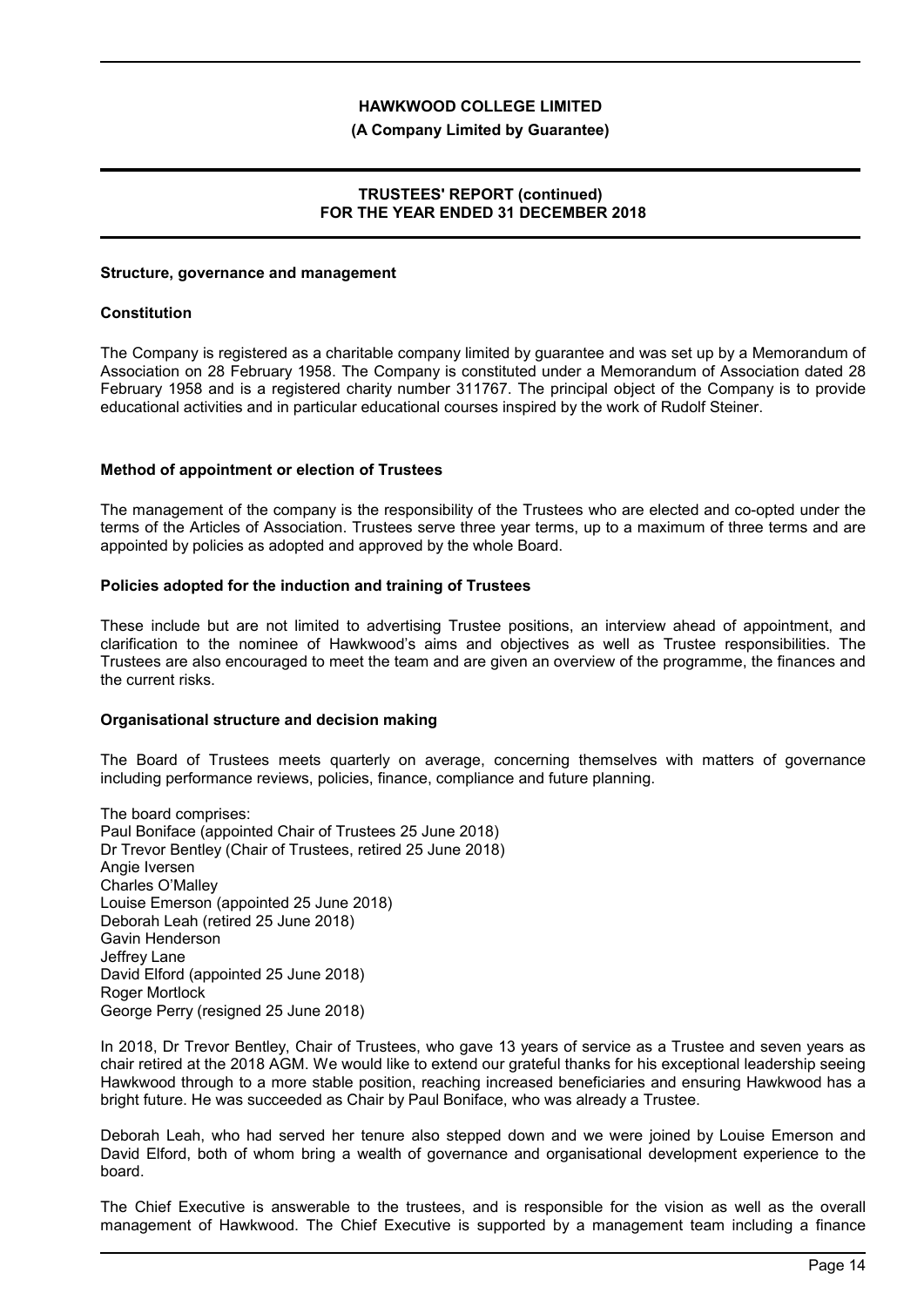**HAWKWOOD COLLEGE LIMITED**

**(A Company Limited by Guarantee)**

**TRUSTEES' REPORT (continued)**
**FOR THE YEAR ENDED 31 DECEMBER 2018**

### Structure, governance and management

### Constitution

The Company is registered as a charitable company limited by guarantee and was set up by a Memorandum of Association on 28 February 1958. The Company is constituted under a Memorandum of Association dated 28 February 1958 and is a registered charity number 311767. The principal object of the Company is to provide educational activities and in particular educational courses inspired by the work of Rudolf Steiner.

### Method of appointment or election of Trustees

The management of the company is the responsibility of the Trustees who are elected and co-opted under the terms of the Articles of Association. Trustees serve three year terms, up to a maximum of three terms and are appointed by policies as adopted and approved by the whole Board.

### Policies adopted for the induction and training of Trustees

These include but are not limited to advertising Trustee positions, an interview ahead of appointment, and clarification to the nominee of Hawkwood's aims and objectives as well as Trustee responsibilities. The Trustees are also encouraged to meet the team and are given an overview of the programme, the finances and the current risks.

### Organisational structure and decision making

The Board of Trustees meets quarterly on average, concerning themselves with matters of governance including performance reviews, policies, finance, compliance and future planning.

The board comprises:
Paul Boniface (appointed Chair of Trustees 25 June 2018)
Dr Trevor Bentley (Chair of Trustees, retired 25 June 2018)
Angie Iversen
Charles O'Malley
Louise Emerson (appointed 25 June 2018)
Deborah Leah (retired 25 June 2018)
Gavin Henderson
Jeffrey Lane
David Elford (appointed 25 June 2018)
Roger Mortlock
George Perry (resigned 25 June 2018)

In 2018, Dr Trevor Bentley, Chair of Trustees, who gave 13 years of service as a Trustee and seven years as chair retired at the 2018 AGM. We would like to extend our grateful thanks for his exceptional leadership seeing Hawkwood through to a more stable position, reaching increased beneficiaries and ensuring Hawkwood has a bright future. He was succeeded as Chair by Paul Boniface, who was already a Trustee.

Deborah Leah, who had served her tenure also stepped down and we were joined by Louise Emerson and David Elford, both of whom bring a wealth of governance and organisational development experience to the board.

The Chief Executive is answerable to the trustees, and is responsible for the vision as well as the overall management of Hawkwood. The Chief Executive is supported by a management team including a finance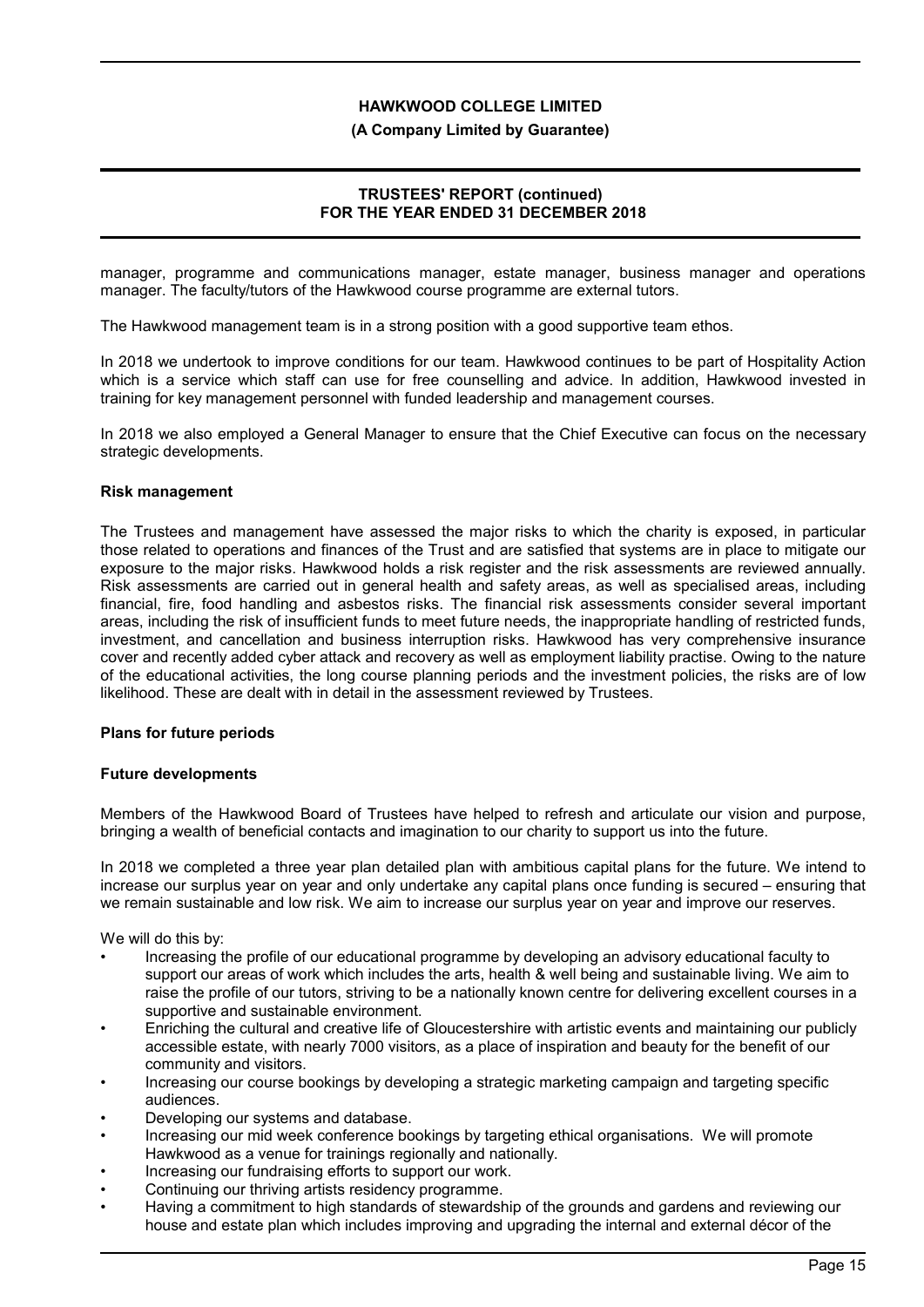manager, programme and communications manager, estate manager, business manager and operations manager. The faculty/tutors of the Hawkwood course programme are external tutors.

The Hawkwood management team is in a strong position with a good supportive team ethos.

In 2018 we undertook to improve conditions for our team. Hawkwood continues to be part of Hospitality Action which is a service which staff can use for free counselling and advice. In addition, Hawkwood invested in training for key management personnel with funded leadership and management courses.

In 2018 we also employed a General Manager to ensure that the Chief Executive can focus on the necessary strategic developments.

### Risk management

The Trustees and management have assessed the major risks to which the charity is exposed, in particular those related to operations and finances of the Trust and are satisfied that systems are in place to mitigate our exposure to the major risks. Hawkwood holds a risk register and the risk assessments are reviewed annually. Risk assessments are carried out in general health and safety areas, as well as specialised areas, including financial, fire, food handling and asbestos risks. The financial risk assessments consider several important areas, including the risk of insufficient funds to meet future needs, the inappropriate handling of restricted funds, investment, and cancellation and business interruption risks. Hawkwood has very comprehensive insurance cover and recently added cyber attack and recovery as well as employment liability practise. Owing to the nature of the educational activities, the long course planning periods and the investment policies, the risks are of low likelihood. These are dealt with in detail in the assessment reviewed by Trustees.

### Plans for future periods

### Future developments

Members of the Hawkwood Board of Trustees have helped to refresh and articulate our vision and purpose, bringing a wealth of beneficial contacts and imagination to our charity to support us into the future.

In 2018 we completed a three year plan detailed plan with ambitious capital plans for the future. We intend to increase our surplus year on year and only undertake any capital plans once funding is secured – ensuring that we remain sustainable and low risk. We aim to increase our surplus year on year and improve our reserves.

We will do this by:

- Increasing the profile of our educational programme by developing an advisory educational faculty to support our areas of work which includes the arts, health & well being and sustainable living. We aim to raise the profile of our tutors, striving to be a nationally known centre for delivering excellent courses in a supportive and sustainable environment.
- Enriching the cultural and creative life of Gloucestershire with artistic events and maintaining our publicly accessible estate, with nearly 7000 visitors, as a place of inspiration and beauty for the benefit of our community and visitors.
- Increasing our course bookings by developing a strategic marketing campaign and targeting specific audiences.
- Developing our systems and database.
- Increasing our mid week conference bookings by targeting ethical organisations. We will promote Hawkwood as a venue for trainings regionally and nationally.
- Increasing our fundraising efforts to support our work.
- Continuing our thriving artists residency programme.
- Having a commitment to high standards of stewardship of the grounds and gardens and reviewing our house and estate plan which includes improving and upgrading the internal and external décor of the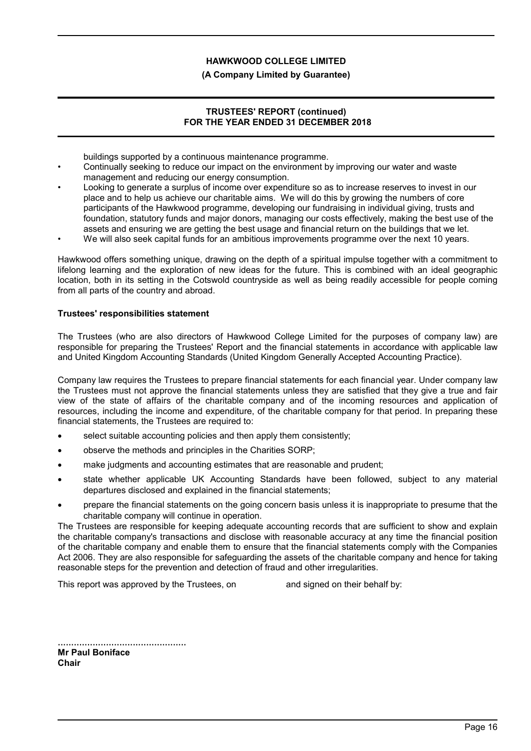buildings supported by a continuous maintenance programme.

- Continually seeking to reduce our impact on the environment by improving our water and waste management and reducing our energy consumption.
- Looking to generate a surplus of income over expenditure so as to increase reserves to invest in our place and to help us achieve our charitable aims. We will do this by growing the numbers of core participants of the Hawkwood programme, developing our fundraising in individual giving, trusts and foundation, statutory funds and major donors, managing our costs effectively, making the best use of the assets and ensuring we are getting the best usage and financial return on the buildings that we let.
- We will also seek capital funds for an ambitious improvements programme over the next 10 years.

Hawkwood offers something unique, drawing on the depth of a spiritual impulse together with a commitment to lifelong learning and the exploration of new ideas for the future. This is combined with an ideal geographic location, both in its setting in the Cotswold countryside as well as being readily accessible for people coming from all parts of the country and abroad.

**Trustees' responsibilities statement**

The Trustees (who are also directors of Hawkwood College Limited for the purposes of company law) are responsible for preparing the Trustees' Report and the financial statements in accordance with applicable law and United Kingdom Accounting Standards (United Kingdom Generally Accepted Accounting Practice).

Company law requires the Trustees to prepare financial statements for each financial year. Under company law the Trustees must not approve the financial statements unless they are satisfied that they give a true and fair view of the state of affairs of the charitable company and of the incoming resources and application of resources, including the income and expenditure, of the charitable company for that period. In preparing these financial statements, the Trustees are required to:

- select suitable accounting policies and then apply them consistently;
- observe the methods and principles in the Charities SORP;
- make judgments and accounting estimates that are reasonable and prudent;
- state whether applicable UK Accounting Standards have been followed, subject to any material departures disclosed and explained in the financial statements;
- prepare the financial statements on the going concern basis unless it is inappropriate to presume that the charitable company will continue in operation.

The Trustees are responsible for keeping adequate accounting records that are sufficient to show and explain the charitable company's transactions and disclose with reasonable accuracy at any time the financial position of the charitable company and enable them to ensure that the financial statements comply with the Companies Act 2006. They are also responsible for safeguarding the assets of the charitable company and hence for taking reasonable steps for the prevention and detection of fraud and other irregularities.

This report was approved by the Trustees, on and signed on their behalf by:

................................................
**Mr Paul Boniface**
**Chair**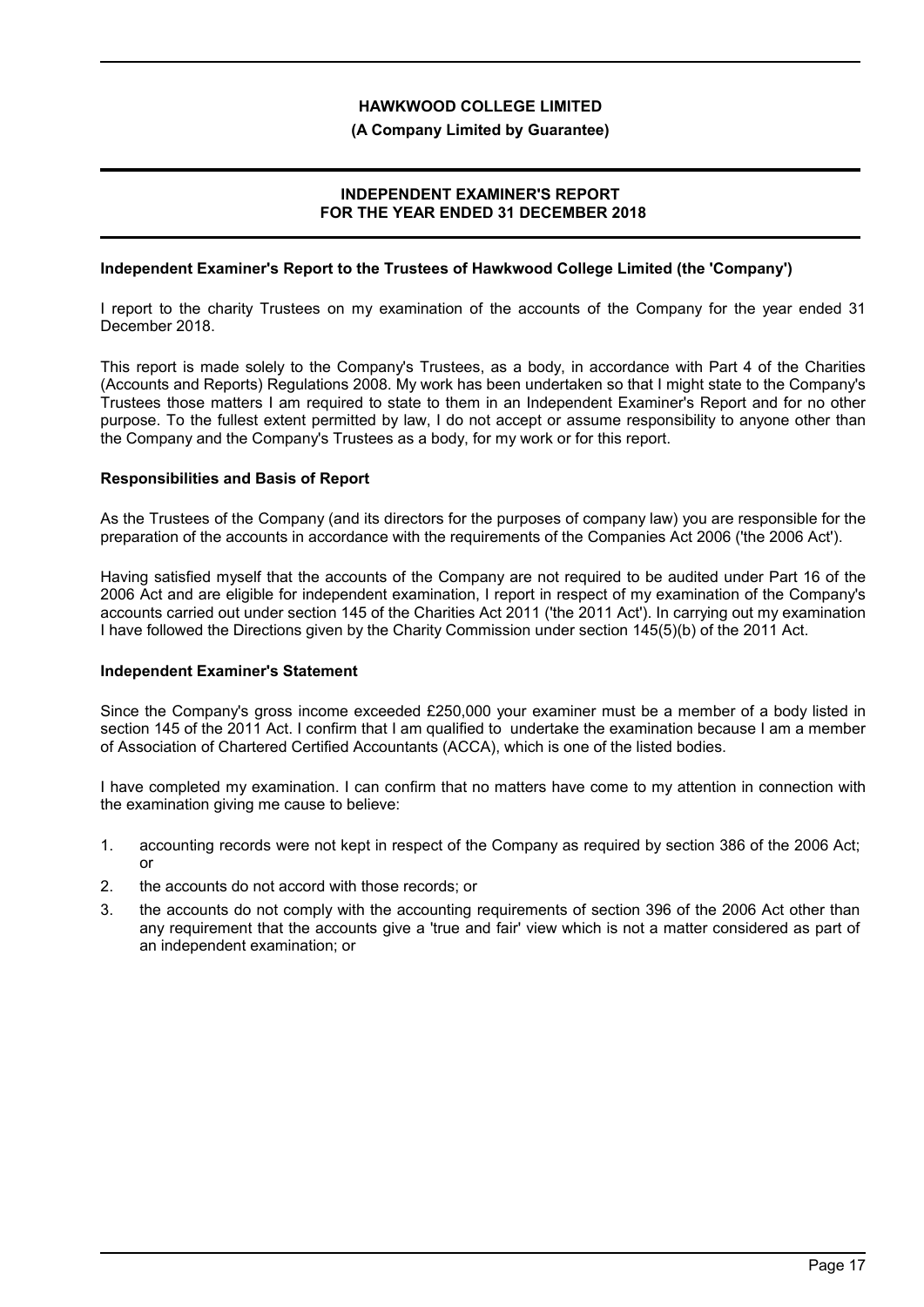# HAWKWOOD COLLEGE LIMITED

**(A Company Limited by Guarantee)**

## INDEPENDENT EXAMINER'S REPORT FOR THE YEAR ENDED 31 DECEMBER 2018

**Independent Examiner's Report to the Trustees of Hawkwood College Limited (the 'Company')**

I report to the charity Trustees on my examination of the accounts of the Company for the year ended 31 December 2018.

This report is made solely to the Company's Trustees, as a body, in accordance with Part 4 of the Charities (Accounts and Reports) Regulations 2008. My work has been undertaken so that I might state to the Company's Trustees those matters I am required to state to them in an Independent Examiner's Report and for no other purpose. To the fullest extent permitted by law, I do not accept or assume responsibility to anyone other than the Company and the Company's Trustees as a body, for my work or for this report.

**Responsibilities and Basis of Report**

As the Trustees of the Company (and its directors for the purposes of company law) you are responsible for the preparation of the accounts in accordance with the requirements of the Companies Act 2006 ('the 2006 Act').

Having satisfied myself that the accounts of the Company are not required to be audited under Part 16 of the 2006 Act and are eligible for independent examination, I report in respect of my examination of the Company's accounts carried out under section 145 of the Charities Act 2011 ('the 2011 Act'). In carrying out my examination I have followed the Directions given by the Charity Commission under section 145(5)(b) of the 2011 Act.

**Independent Examiner's Statement**

Since the Company's gross income exceeded £250,000 your examiner must be a member of a body listed in section 145 of the 2011 Act. I confirm that I am qualified to undertake the examination because I am a member of Association of Chartered Certified Accountants (ACCA), which is one of the listed bodies.

I have completed my examination. I can confirm that no matters have come to my attention in connection with the examination giving me cause to believe:

1. accounting records were not kept in respect of the Company as required by section 386 of the 2006 Act; or
2. the accounts do not accord with those records; or
3. the accounts do not comply with the accounting requirements of section 396 of the 2006 Act other than any requirement that the accounts give a 'true and fair' view which is not a matter considered as part of an independent examination; or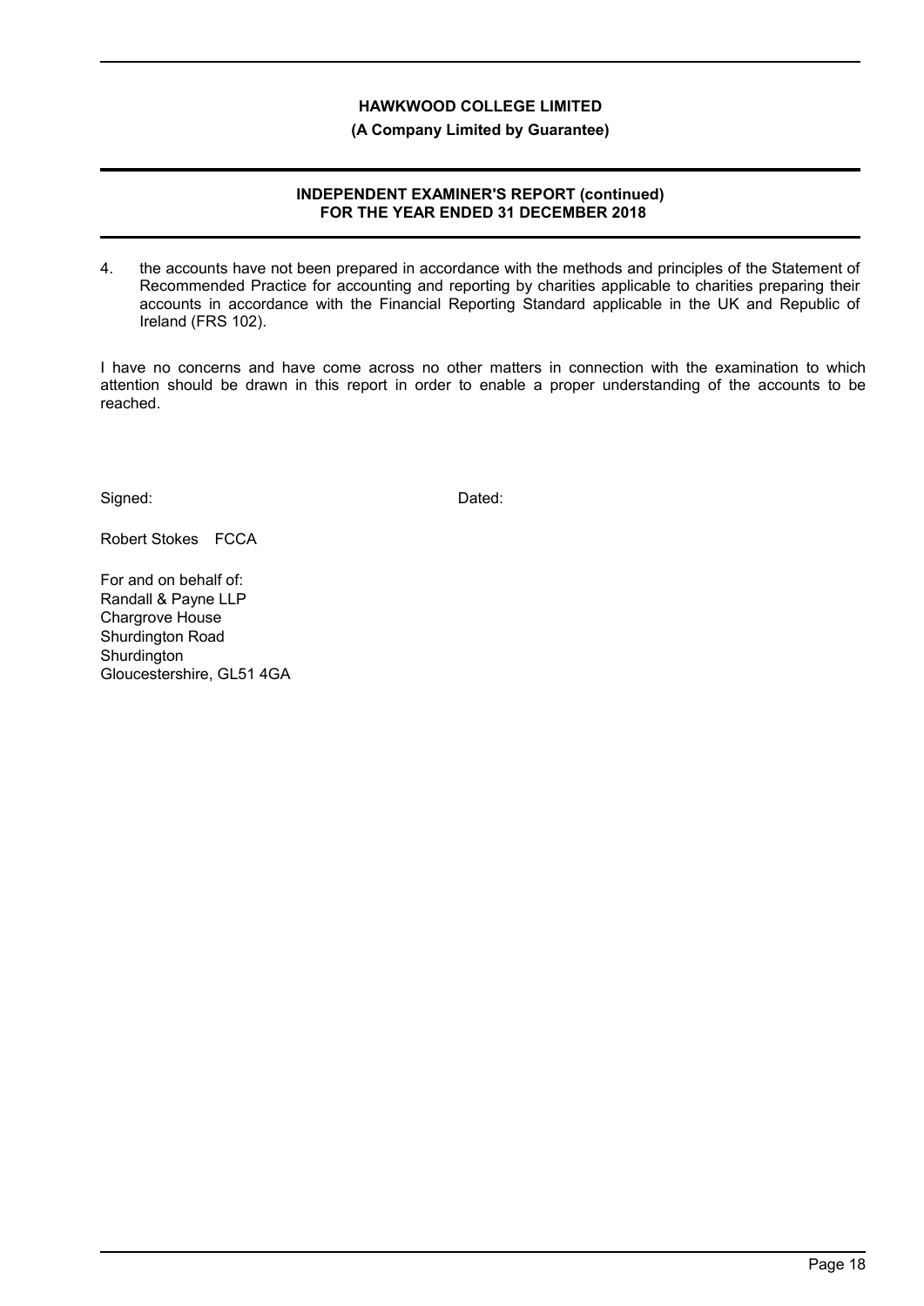# HAWKWOOD COLLEGE LIMITED

**(A Company Limited by Guarantee)**

## INDEPENDENT EXAMINER'S REPORT (continued)
## FOR THE YEAR ENDED 31 DECEMBER 2018

4. the accounts have not been prepared in accordance with the methods and principles of the Statement of Recommended Practice for accounting and reporting by charities applicable to charities preparing their accounts in accordance with the Financial Reporting Standard applicable in the UK and Republic of Ireland (FRS 102).

I have no concerns and have come across no other matters in connection with the examination to which attention should be drawn in this report in order to enable a proper understanding of the accounts to be reached.

Signed:                                                  Dated:

Robert Stokes FCCA

For and on behalf of:
Randall & Payne LLP
Chargrove House
Shurdington Road
Shurdington
Gloucestershire, GL51 4GA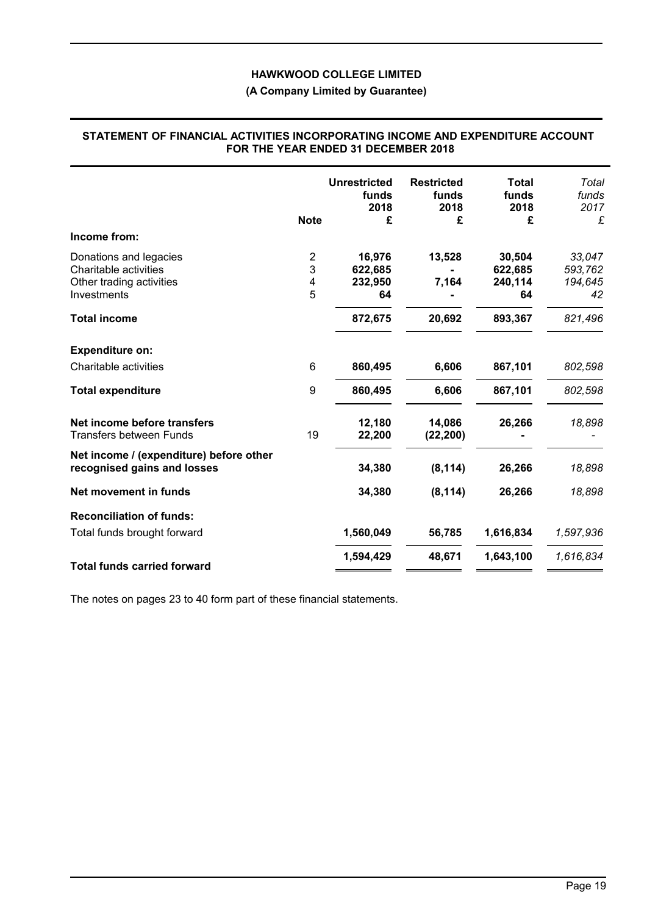**HAWKWOOD COLLEGE LIMITED**

**(A Company Limited by Guarantee)**

## STATEMENT OF FINANCIAL ACTIVITIES INCORPORATING INCOME AND EXPENDITURE ACCOUNT FOR THE YEAR ENDED 31 DECEMBER 2018

| | Note | Unrestricted funds 2018 £ | Restricted funds 2018 £ | Total funds 2018 £ | *Total funds 2017 £* |
|---|---|---|---|---|---|
| **Income from:** | | | | | |
| Donations and legacies | 2 | 16,976 | 13,528 | 30,504 | *33,047* |
| Charitable activities | 3 | 622,685 | - | 622,685 | *593,762* |
| Other trading activities | 4 | 232,950 | 7,164 | 240,114 | *194,645* |
| Investments | 5 | 64 | - | 64 | *42* |
| **Total income** | | **872,675** | **20,692** | **893,367** | *821,496* |
| **Expenditure on:** | | | | | |
| Charitable activities | 6 | 860,495 | 6,606 | 867,101 | *802,598* |
| **Total expenditure** | 9 | **860,495** | **6,606** | **867,101** | *802,598* |
| **Net income before transfers** | | **12,180** | **14,086** | **26,266** | *18,898* |
| Transfers between Funds | 19 | 22,200 | (22,200) | - | *-* |
| **Net income / (expenditure) before other recognised gains and losses** | | **34,380** | **(8,114)** | **26,266** | *18,898* |
| **Net movement in funds** | | **34,380** | **(8,114)** | **26,266** | *18,898* |
| **Reconciliation of funds:** | | | | | |
| Total funds brought forward | | 1,560,049 | 56,785 | 1,616,834 | *1,597,936* |
| **Total funds carried forward** | | **1,594,429** | **48,671** | **1,643,100** | *1,616,834* |

The notes on pages 23 to 40 form part of these financial statements.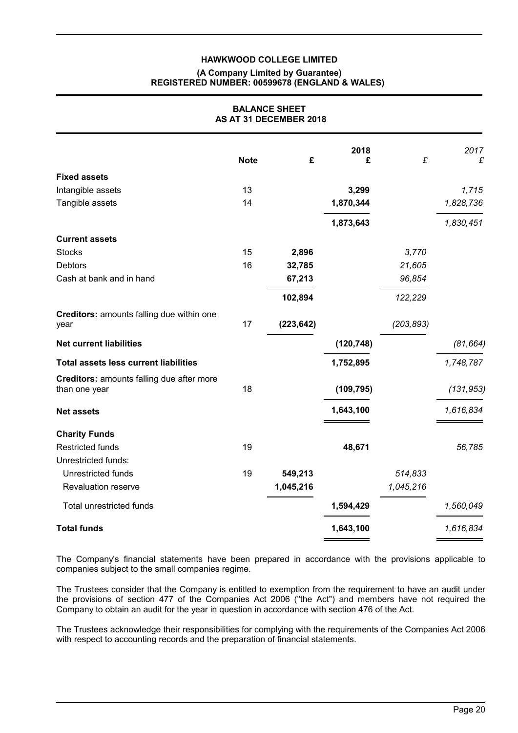**HAWKWOOD COLLEGE LIMITED**

**(A Company Limited by Guarantee)**
**REGISTERED NUMBER: 00599678 (ENGLAND & WALES)**

## BALANCE SHEET
## AS AT 31 DECEMBER 2018

| | Note | £ | 2018 £ | £ | 2017 £ |
|---|---|---|---|---|---|
| **Fixed assets** | | | | | |
| Intangible assets | 13 | | **3,299** | | *1,715* |
| Tangible assets | 14 | | **1,870,344** | | *1,828,736* |
| | | | **1,873,643** | | *1,830,451* |
| **Current assets** | | | | | |
| Stocks | 15 | **2,896** | | *3,770* | |
| Debtors | 16 | **32,785** | | *21,605* | |
| Cash at bank and in hand | | **67,213** | | *96,854* | |
| | | **102,894** | | *122,229* | |
| **Creditors:** amounts falling due within one year | 17 | **(223,642)** | | *(203,893)* | |
| **Net current liabilities** | | | **(120,748)** | | *(81,664)* |
| **Total assets less current liabilities** | | | **1,752,895** | | *1,748,787* |
| **Creditors:** amounts falling due after more than one year | 18 | | **(109,795)** | | *(131,953)* |
| **Net assets** | | | **1,643,100** | | *1,616,834* |
| **Charity Funds** | | | | | |
| Restricted funds | 19 | | **48,671** | | *56,785* |
| Unrestricted funds: | | | | | |
| Unrestricted funds | 19 | **549,213** | | *514,833* | |
| Revaluation reserve | | **1,045,216** | | *1,045,216* | |
| Total unrestricted funds | | | **1,594,429** | | *1,560,049* |
| **Total funds** | | | **1,643,100** | | *1,616,834* |

The Company's financial statements have been prepared in accordance with the provisions applicable to companies subject to the small companies regime.

The Trustees consider that the Company is entitled to exemption from the requirement to have an audit under the provisions of section 477 of the Companies Act 2006 ("the Act") and members have not required the Company to obtain an audit for the year in question in accordance with section 476 of the Act.

The Trustees acknowledge their responsibilities for complying with the requirements of the Companies Act 2006 with respect to accounting records and the preparation of financial statements.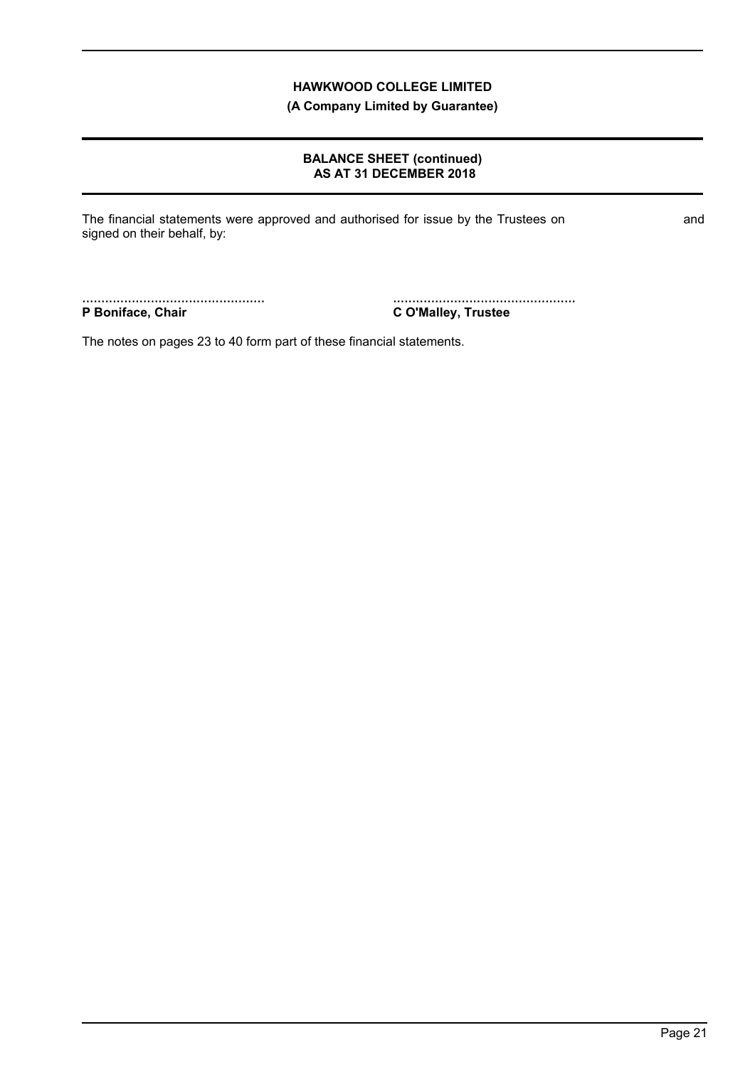**HAWKWOOD COLLEGE LIMITED**

**(A Company Limited by Guarantee)**

**BALANCE SHEET (continued)**
**AS AT 31 DECEMBER 2018**

The financial statements were approved and authorised for issue by the Trustees on and signed on their behalf, by:

................................................ ................................................
**P Boniface, Chair** **C O'Malley, Trustee**

The notes on pages 23 to 40 form part of these financial statements.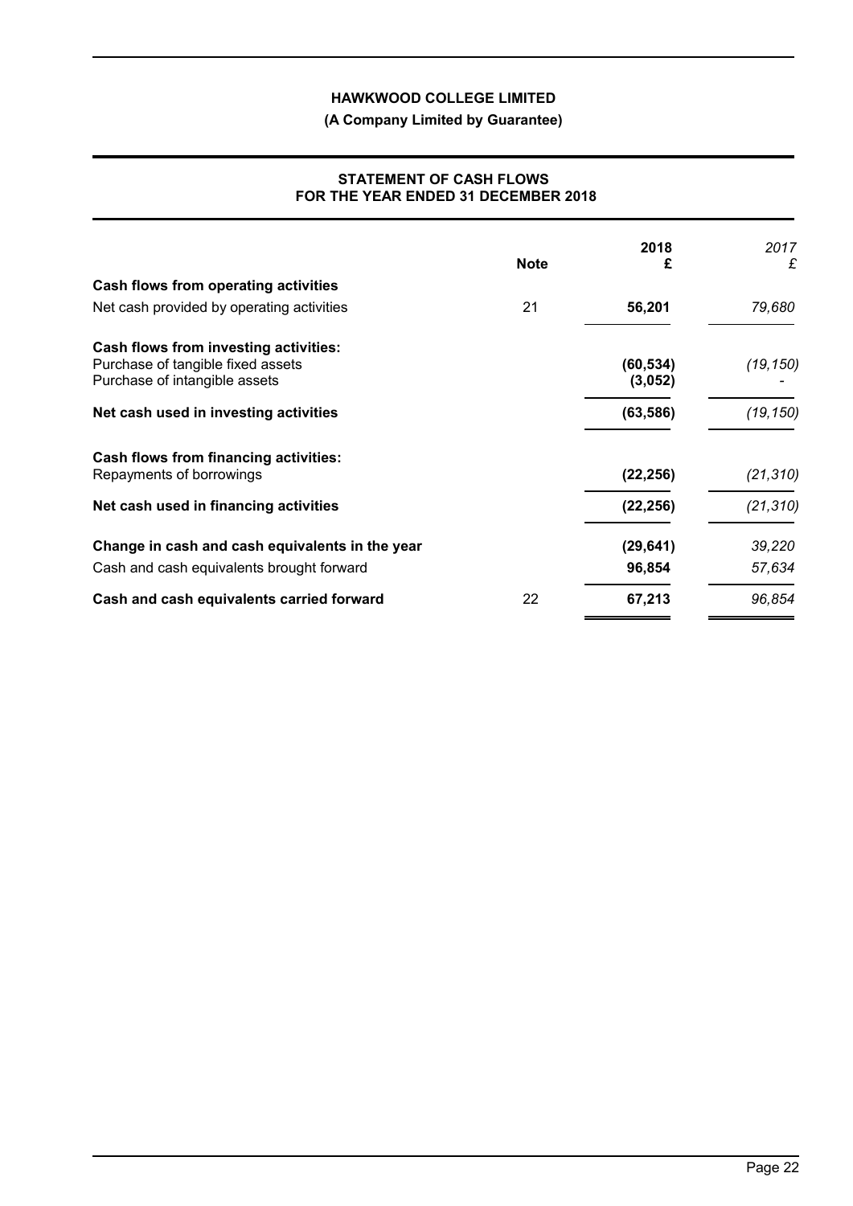**HAWKWOOD COLLEGE LIMITED**

**(A Company Limited by Guarantee)**

**STATEMENT OF CASH FLOWS**
**FOR THE YEAR ENDED 31 DECEMBER 2018**

| | Note | 2018 £ | *2017 £* |
|---|---|---|---|
| **Cash flows from operating activities** | | | |
| Net cash provided by operating activities | 21 | **56,201** | *79,680* |
| **Cash flows from investing activities:** | | | |
| Purchase of tangible fixed assets | | **(60,534)** | *(19,150)* |
| Purchase of intangible assets | | **(3,052)** | *-* |
| **Net cash used in investing activities** | | **(63,586)** | *(19,150)* |
| **Cash flows from financing activities:** | | | |
| Repayments of borrowings | | **(22,256)** | *(21,310)* |
| **Net cash used in financing activities** | | **(22,256)** | *(21,310)* |
| **Change in cash and cash equivalents in the year** | | **(29,641)** | *39,220* |
| Cash and cash equivalents brought forward | | **96,854** | *57,634* |
| **Cash and cash equivalents carried forward** | 22 | **67,213** | *96,854* |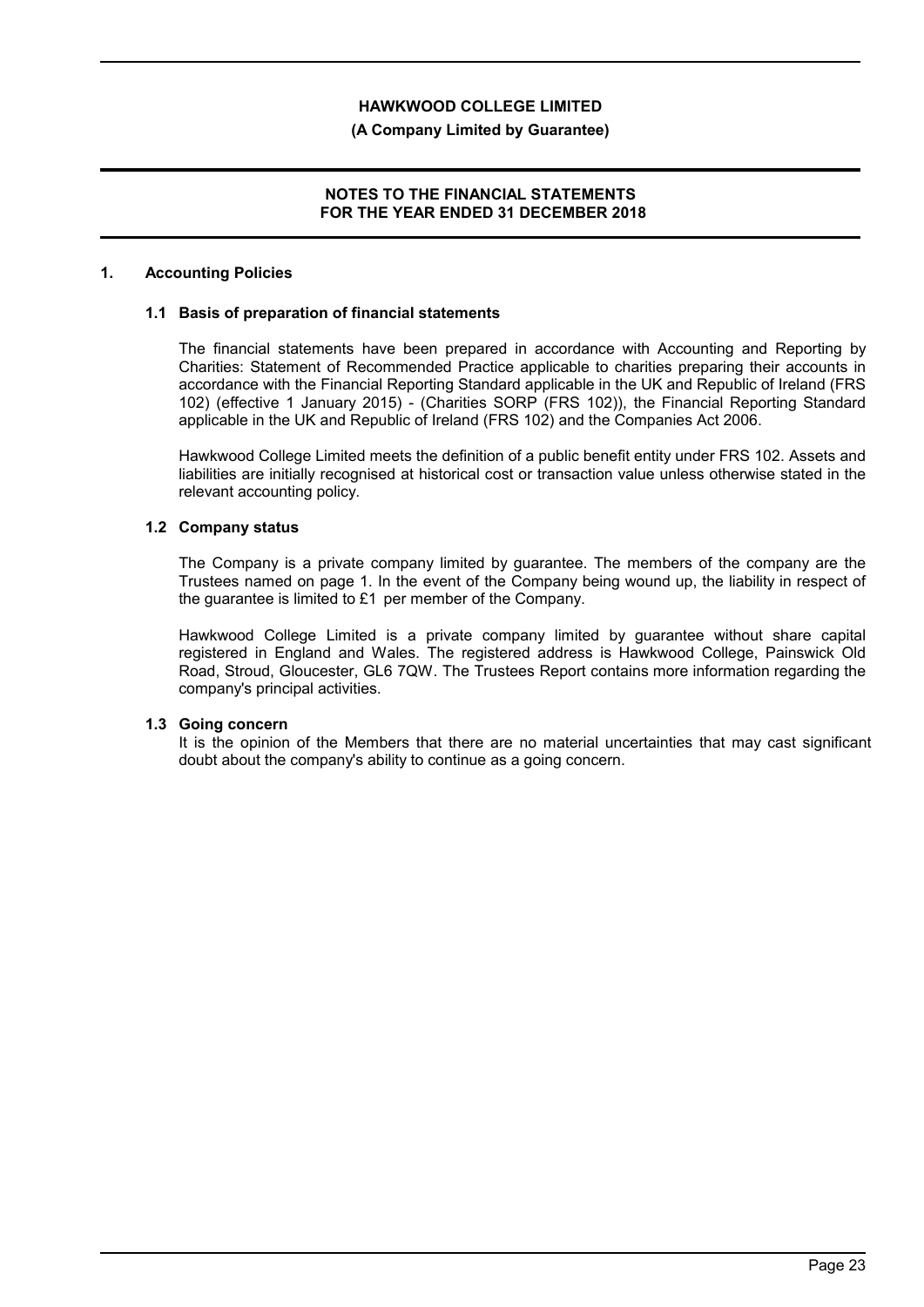**HAWKWOOD COLLEGE LIMITED**

**(A Company Limited by Guarantee)**

**NOTES TO THE FINANCIAL STATEMENTS FOR THE YEAR ENDED 31 DECEMBER 2018**

## 1. Accounting Policies

### 1.1 Basis of preparation of financial statements

The financial statements have been prepared in accordance with Accounting and Reporting by Charities: Statement of Recommended Practice applicable to charities preparing their accounts in accordance with the Financial Reporting Standard applicable in the UK and Republic of Ireland (FRS 102) (effective 1 January 2015) - (Charities SORP (FRS 102)), the Financial Reporting Standard applicable in the UK and Republic of Ireland (FRS 102) and the Companies Act 2006.

Hawkwood College Limited meets the definition of a public benefit entity under FRS 102. Assets and liabilities are initially recognised at historical cost or transaction value unless otherwise stated in the relevant accounting policy.

### 1.2 Company status

The Company is a private company limited by guarantee. The members of the company are the Trustees named on page 1. In the event of the Company being wound up, the liability in respect of the guarantee is limited to £1 per member of the Company.

Hawkwood College Limited is a private company limited by guarantee without share capital registered in England and Wales. The registered address is Hawkwood College, Painswick Old Road, Stroud, Gloucester, GL6 7QW. The Trustees Report contains more information regarding the company's principal activities.

### 1.3 Going concern

It is the opinion of the Members that there are no material uncertainties that may cast significant doubt about the company's ability to continue as a going concern.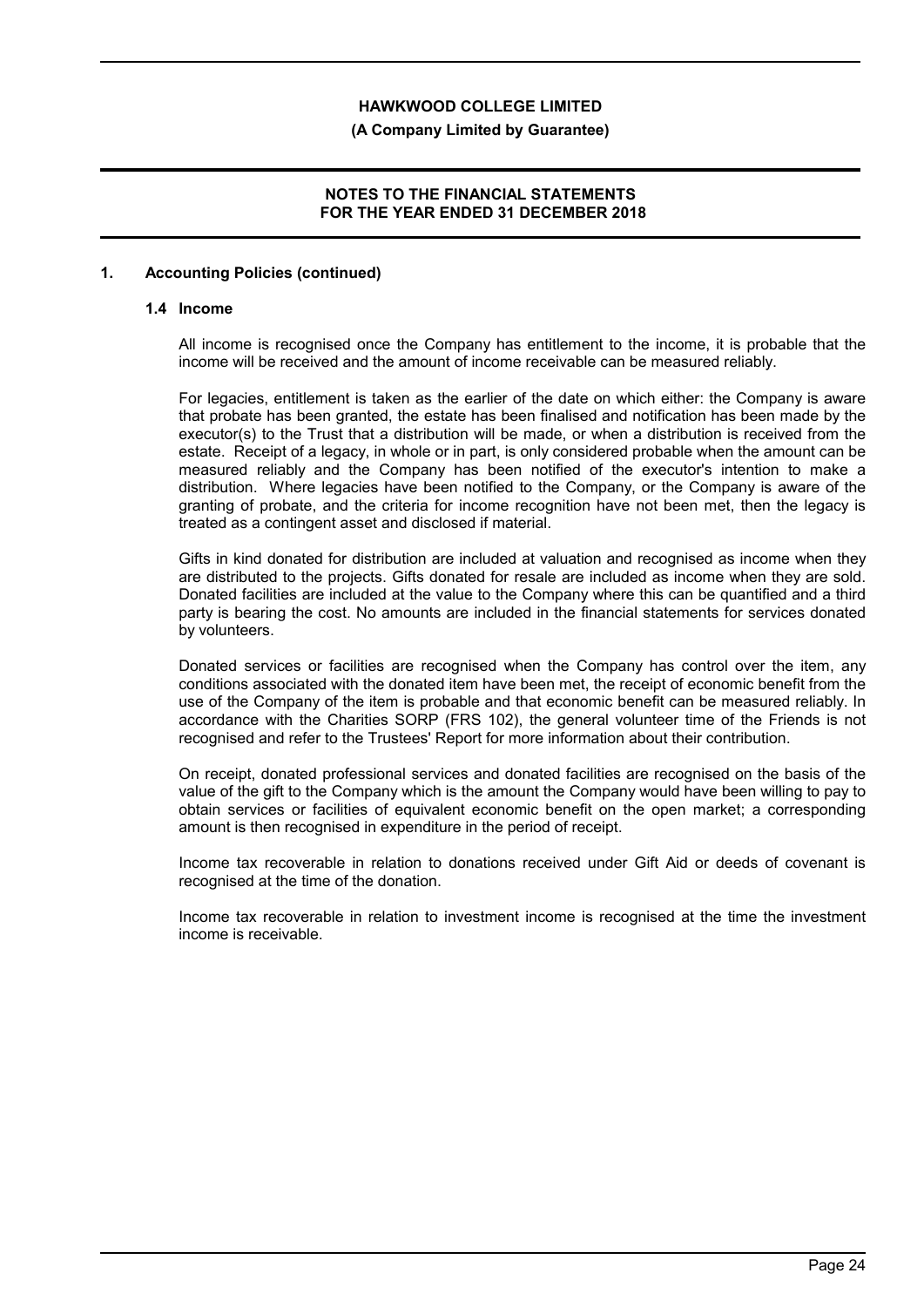## 1. Accounting Policies (continued)

### 1.4 Income

All income is recognised once the Company has entitlement to the income, it is probable that the income will be received and the amount of income receivable can be measured reliably.

For legacies, entitlement is taken as the earlier of the date on which either: the Company is aware that probate has been granted, the estate has been finalised and notification has been made by the executor(s) to the Trust that a distribution will be made, or when a distribution is received from the estate. Receipt of a legacy, in whole or in part, is only considered probable when the amount can be measured reliably and the Company has been notified of the executor's intention to make a distribution. Where legacies have been notified to the Company, or the Company is aware of the granting of probate, and the criteria for income recognition have not been met, then the legacy is treated as a contingent asset and disclosed if material.

Gifts in kind donated for distribution are included at valuation and recognised as income when they are distributed to the projects. Gifts donated for resale are included as income when they are sold. Donated facilities are included at the value to the Company where this can be quantified and a third party is bearing the cost. No amounts are included in the financial statements for services donated by volunteers.

Donated services or facilities are recognised when the Company has control over the item, any conditions associated with the donated item have been met, the receipt of economic benefit from the use of the Company of the item is probable and that economic benefit can be measured reliably. In accordance with the Charities SORP (FRS 102), the general volunteer time of the Friends is not recognised and refer to the Trustees' Report for more information about their contribution.

On receipt, donated professional services and donated facilities are recognised on the basis of the value of the gift to the Company which is the amount the Company would have been willing to pay to obtain services or facilities of equivalent economic benefit on the open market; a corresponding amount is then recognised in expenditure in the period of receipt.

Income tax recoverable in relation to donations received under Gift Aid or deeds of covenant is recognised at the time of the donation.

Income tax recoverable in relation to investment income is recognised at the time the investment income is receivable.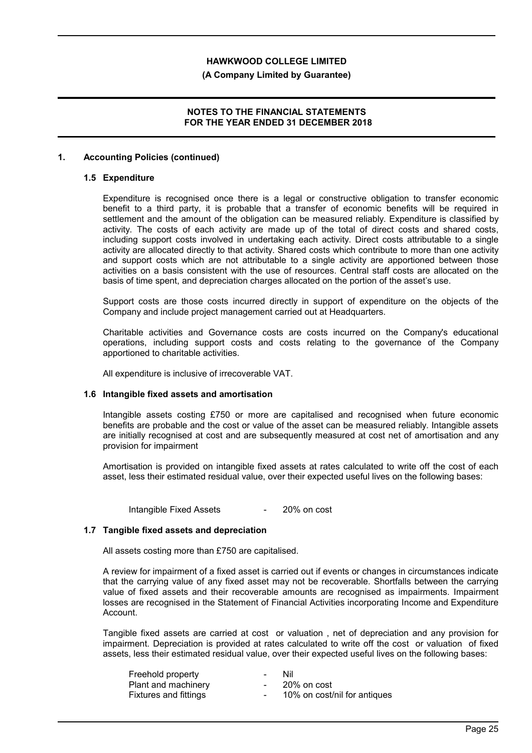## 1. Accounting Policies (continued)

### 1.5 Expenditure

Expenditure is recognised once there is a legal or constructive obligation to transfer economic benefit to a third party, it is probable that a transfer of economic benefits will be required in settlement and the amount of the obligation can be measured reliably. Expenditure is classified by activity. The costs of each activity are made up of the total of direct costs and shared costs, including support costs involved in undertaking each activity. Direct costs attributable to a single activity are allocated directly to that activity. Shared costs which contribute to more than one activity and support costs which are not attributable to a single activity are apportioned between those activities on a basis consistent with the use of resources. Central staff costs are allocated on the basis of time spent, and depreciation charges allocated on the portion of the asset's use.

Support costs are those costs incurred directly in support of expenditure on the objects of the Company and include project management carried out at Headquarters.

Charitable activities and Governance costs are costs incurred on the Company's educational operations, including support costs and costs relating to the governance of the Company apportioned to charitable activities.

All expenditure is inclusive of irrecoverable VAT.

### 1.6 Intangible fixed assets and amortisation

Intangible assets costing £750 or more are capitalised and recognised when future economic benefits are probable and the cost or value of the asset can be measured reliably. Intangible assets are initially recognised at cost and are subsequently measured at cost net of amortisation and any provision for impairment

Amortisation is provided on intangible fixed assets at rates calculated to write off the cost of each asset, less their estimated residual value, over their expected useful lives on the following bases:

| | | |
|---|---|---|
| Intangible Fixed Assets | - | 20% on cost |

### 1.7 Tangible fixed assets and depreciation

All assets costing more than £750 are capitalised.

A review for impairment of a fixed asset is carried out if events or changes in circumstances indicate that the carrying value of any fixed asset may not be recoverable. Shortfalls between the carrying value of fixed assets and their recoverable amounts are recognised as impairments. Impairment losses are recognised in the Statement of Financial Activities incorporating Income and Expenditure Account.

Tangible fixed assets are carried at cost or valuation , net of depreciation and any provision for impairment. Depreciation is provided at rates calculated to write off the cost or valuation of fixed assets, less their estimated residual value, over their expected useful lives on the following bases:

| | | |
|---|---|---|
| Freehold property | - | Nil |
| Plant and machinery | - | 20% on cost |
| Fixtures and fittings | - | 10% on cost/nil for antiques |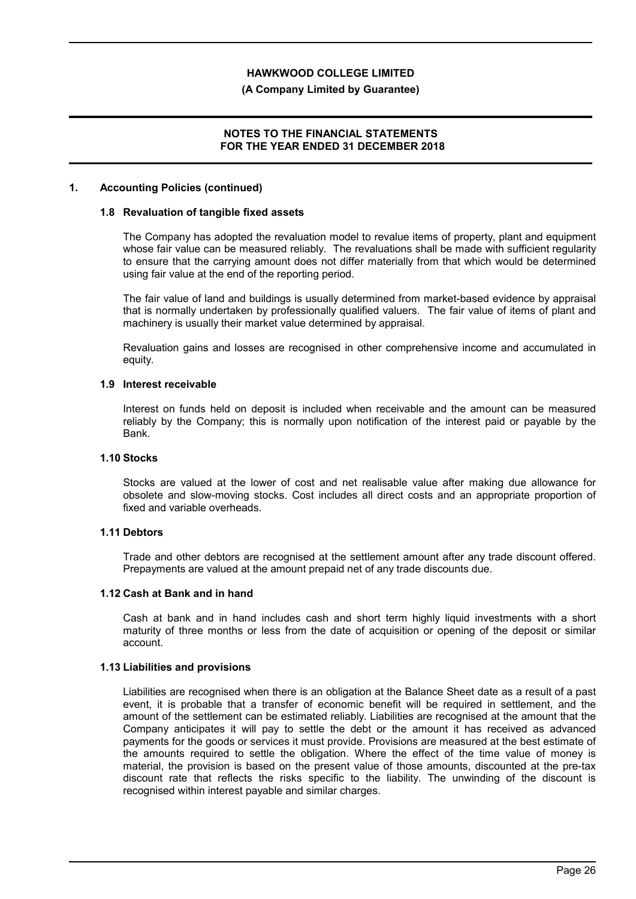## 1. Accounting Policies (continued)

### 1.8 Revaluation of tangible fixed assets

The Company has adopted the revaluation model to revalue items of property, plant and equipment whose fair value can be measured reliably. The revaluations shall be made with sufficient regularity to ensure that the carrying amount does not differ materially from that which would be determined using fair value at the end of the reporting period.

The fair value of land and buildings is usually determined from market-based evidence by appraisal that is normally undertaken by professionally qualified valuers. The fair value of items of plant and machinery is usually their market value determined by appraisal.

Revaluation gains and losses are recognised in other comprehensive income and accumulated in equity.

### 1.9 Interest receivable

Interest on funds held on deposit is included when receivable and the amount can be measured reliably by the Company; this is normally upon notification of the interest paid or payable by the Bank.

### 1.10 Stocks

Stocks are valued at the lower of cost and net realisable value after making due allowance for obsolete and slow-moving stocks. Cost includes all direct costs and an appropriate proportion of fixed and variable overheads.

### 1.11 Debtors

Trade and other debtors are recognised at the settlement amount after any trade discount offered. Prepayments are valued at the amount prepaid net of any trade discounts due.

### 1.12 Cash at Bank and in hand

Cash at bank and in hand includes cash and short term highly liquid investments with a short maturity of three months or less from the date of acquisition or opening of the deposit or similar account.

### 1.13 Liabilities and provisions

Liabilities are recognised when there is an obligation at the Balance Sheet date as a result of a past event, it is probable that a transfer of economic benefit will be required in settlement, and the amount of the settlement can be estimated reliably. Liabilities are recognised at the amount that the Company anticipates it will pay to settle the debt or the amount it has received as advanced payments for the goods or services it must provide. Provisions are measured at the best estimate of the amounts required to settle the obligation. Where the effect of the time value of money is material, the provision is based on the present value of those amounts, discounted at the pre-tax discount rate that reflects the risks specific to the liability. The unwinding of the discount is recognised within interest payable and similar charges.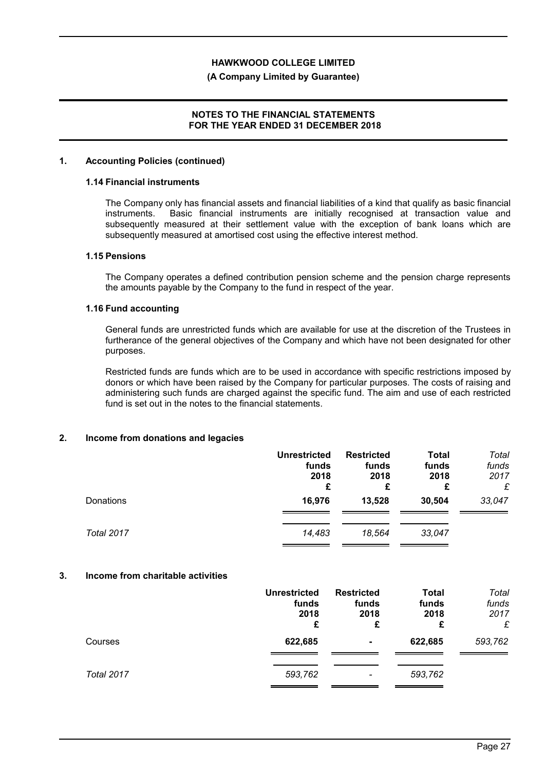## 1. Accounting Policies (continued)

### 1.14 Financial instruments

The Company only has financial assets and financial liabilities of a kind that qualify as basic financial instruments. Basic financial instruments are initially recognised at transaction value and subsequently measured at their settlement value with the exception of bank loans which are subsequently measured at amortised cost using the effective interest method.

### 1.15 Pensions

The Company operates a defined contribution pension scheme and the pension charge represents the amounts payable by the Company to the fund in respect of the year.

### 1.16 Fund accounting

General funds are unrestricted funds which are available for use at the discretion of the Trustees in furtherance of the general objectives of the Company and which have not been designated for other purposes.

Restricted funds are funds which are to be used in accordance with specific restrictions imposed by donors or which have been raised by the Company for particular purposes. The costs of raising and administering such funds are charged against the specific fund. The aim and use of each restricted fund is set out in the notes to the financial statements.

## 2. Income from donations and legacies

| | **Unrestricted funds 2018 £** | **Restricted funds 2018 £** | **Total funds 2018 £** | *Total funds 2017 £* |
|---|---|---|---|---|
| Donations | **16,976** | **13,528** | **30,504** | *33,047* |
| *Total 2017* | *14,483* | *18,564* | *33,047* | |

## 3. Income from charitable activities

| | **Unrestricted funds 2018 £** | **Restricted funds 2018 £** | **Total funds 2018 £** | *Total funds 2017 £* |
|---|---|---|---|---|
| Courses | **622,685** | **-** | **622,685** | *593,762* |
| *Total 2017* | *593,762* | *-* | *593,762* | |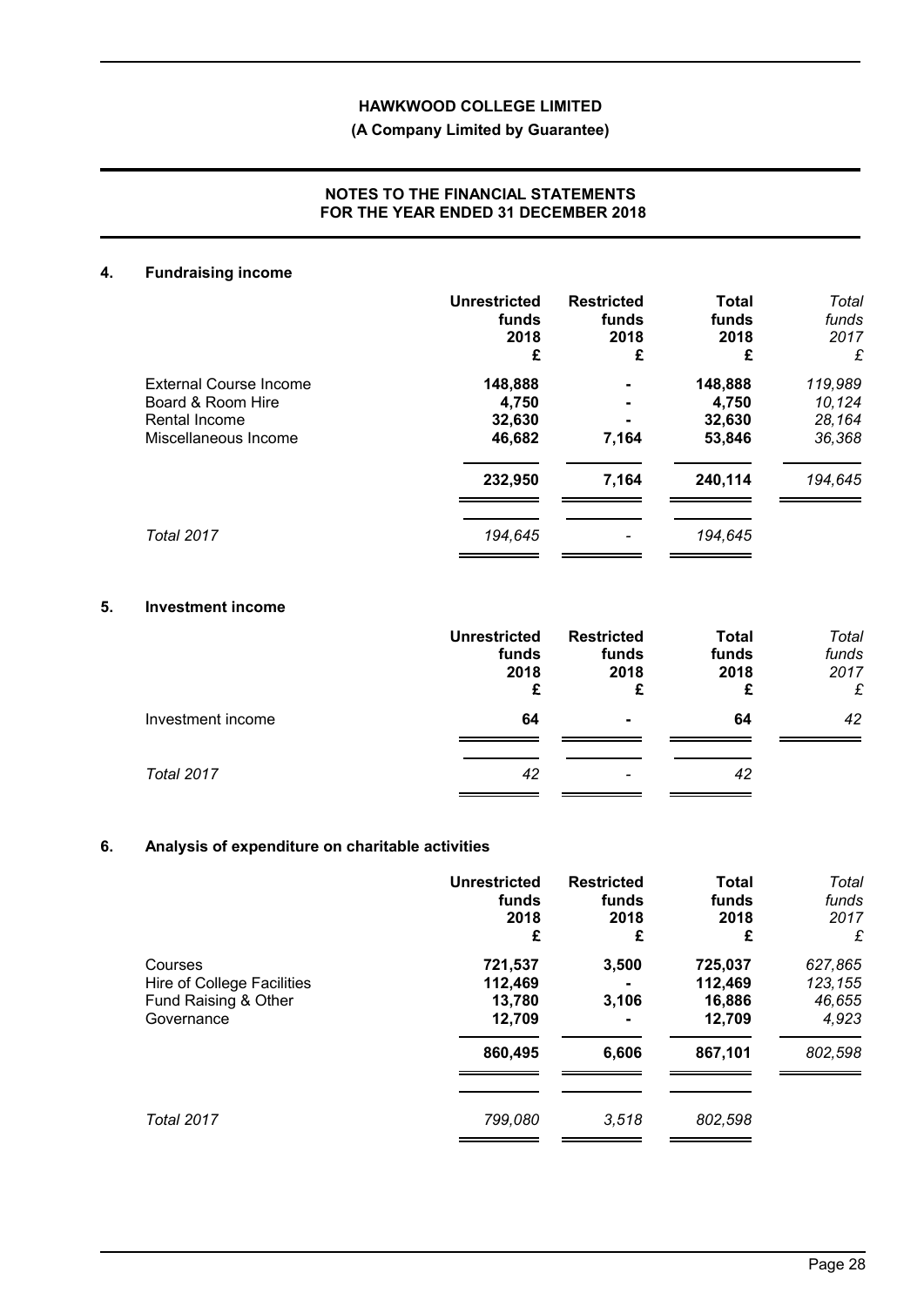# HAWKWOOD COLLEGE LIMITED

**(A Company Limited by Guarantee)**

**NOTES TO THE FINANCIAL STATEMENTS FOR THE YEAR ENDED 31 DECEMBER 2018**

## 4. Fundraising income

| | Unrestricted funds 2018 £ | Restricted funds 2018 £ | Total funds 2018 £ | *Total funds 2017 £* |
|---|---|---|---|---|
| External Course Income | **148,888** | **-** | **148,888** | *119,989* |
| Board & Room Hire | **4,750** | **-** | **4,750** | *10,124* |
| Rental Income | **32,630** | **-** | **32,630** | *28,164* |
| Miscellaneous Income | **46,682** | **7,164** | **53,846** | *36,368* |
| | **232,950** | **7,164** | **240,114** | *194,645* |
| *Total 2017* | *194,645* | *-* | *194,645* | |

## 5. Investment income

| | Unrestricted funds 2018 £ | Restricted funds 2018 £ | Total funds 2018 £ | *Total funds 2017 £* |
|---|---|---|---|---|
| Investment income | **64** | **-** | **64** | *42* |
| *Total 2017* | *42* | *-* | *42* | |

## 6. Analysis of expenditure on charitable activities

| | Unrestricted funds 2018 £ | Restricted funds 2018 £ | Total funds 2018 £ | *Total funds 2017 £* |
|---|---|---|---|---|
| Courses | **721,537** | **3,500** | **725,037** | *627,865* |
| Hire of College Facilities | **112,469** | **-** | **112,469** | *123,155* |
| Fund Raising & Other | **13,780** | **3,106** | **16,886** | *46,655* |
| Governance | **12,709** | **-** | **12,709** | *4,923* |
| | **860,495** | **6,606** | **867,101** | *802,598* |
| *Total 2017* | *799,080* | *3,518* | *802,598* | |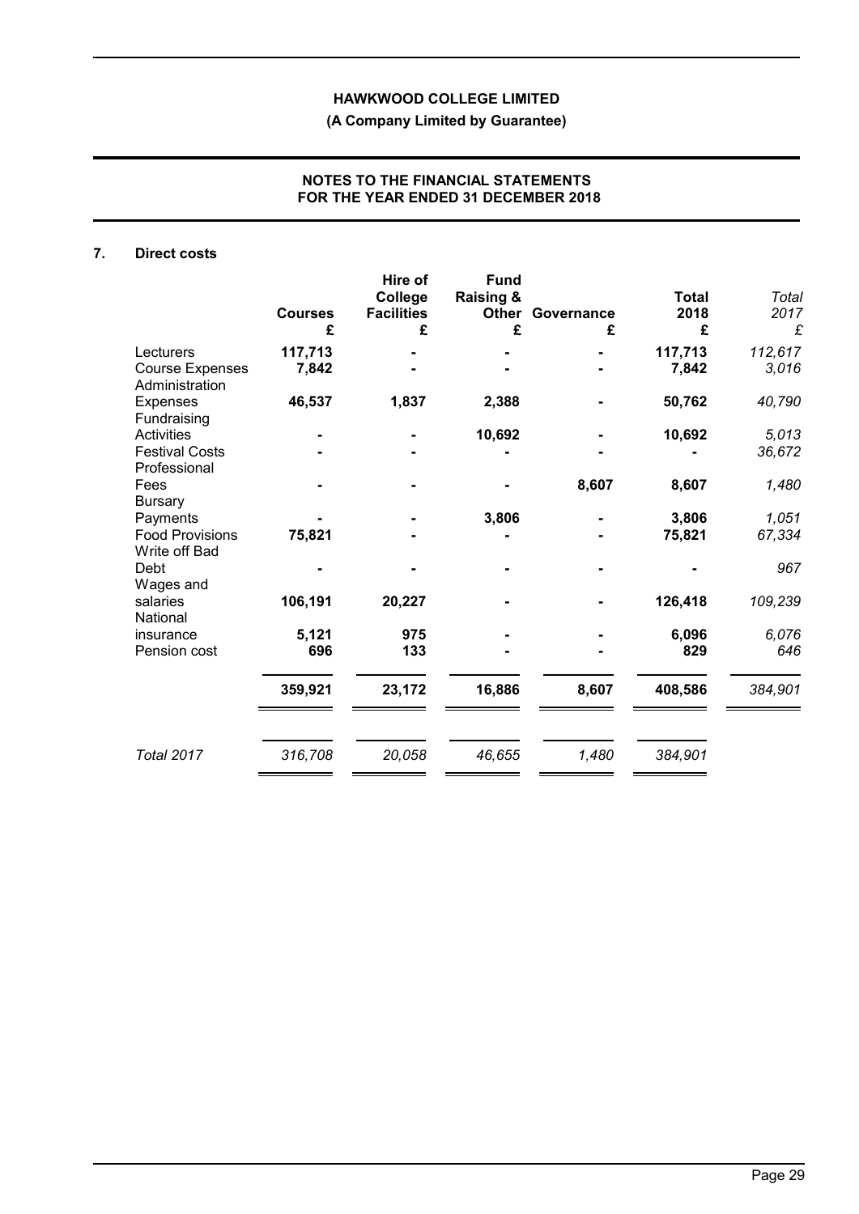## 7. Direct costs

| | Courses £ | Hire of College Facilities £ | Fund Raising & Other £ | Governance £ | Total 2018 £ | *Total 2017 £* |
|---|---|---|---|---|---|---|
| Lecturers | **117,713** | **-** | **-** | **-** | **117,713** | *112,617* |
| Course Expenses | **7,842** | **-** | **-** | **-** | **7,842** | *3,016* |
| Administration Expenses | **46,537** | **1,837** | **2,388** | **-** | **50,762** | *40,790* |
| Fundraising Activities | **-** | **-** | **10,692** | **-** | **10,692** | *5,013* |
| Festival Costs | **-** | **-** | **-** | **-** | **-** | *36,672* |
| Professional Fees | **-** | **-** | **-** | **8,607** | **8,607** | *1,480* |
| Bursary Payments | **-** | **-** | **3,806** | **-** | **3,806** | *1,051* |
| Food Provisions | **75,821** | **-** | **-** | **-** | **75,821** | *67,334* |
| Write off Bad Debt | **-** | **-** | **-** | **-** | **-** | *967* |
| Wages and salaries | **106,191** | **20,227** | **-** | **-** | **126,418** | *109,239* |
| National insurance | **5,121** | **975** | **-** | **-** | **6,096** | *6,076* |
| Pension cost | **696** | **133** | **-** | **-** | **829** | *646* |
| | **359,921** | **23,172** | **16,886** | **8,607** | **408,586** | *384,901* |
| *Total 2017* | *316,708* | *20,058* | *46,655* | *1,480* | *384,901* | |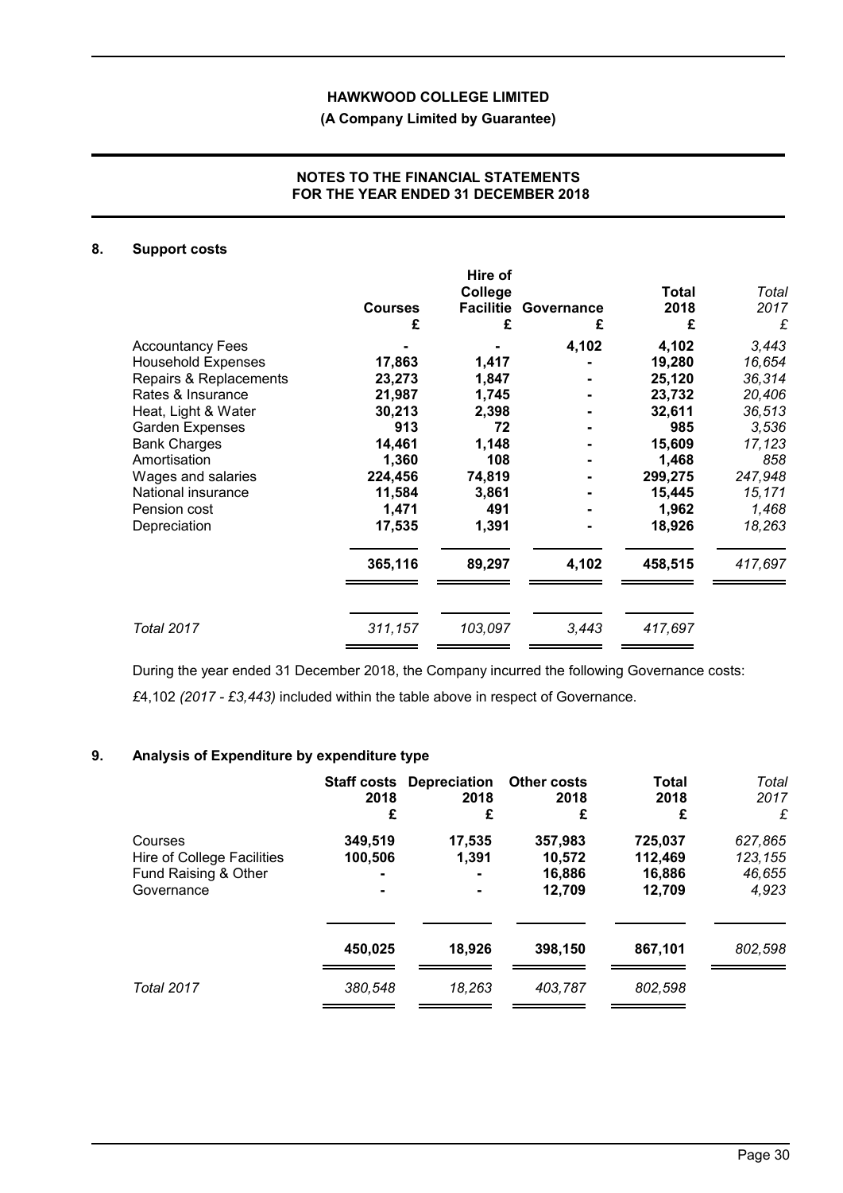# HAWKWOOD COLLEGE LIMITED

**(A Company Limited by Guarantee)**

**NOTES TO THE FINANCIAL STATEMENTS FOR THE YEAR ENDED 31 DECEMBER 2018**

## 8. Support costs

| | Courses £ | Hire of College Facilitie £ | Governance £ | Total 2018 £ | *Total 2017 £* |
|---|---|---|---|---|---|
| Accountancy Fees | - | - | 4,102 | 4,102 | *3,443* |
| Household Expenses | 17,863 | 1,417 | - | 19,280 | *16,654* |
| Repairs & Replacements | 23,273 | 1,847 | - | 25,120 | *36,314* |
| Rates & Insurance | 21,987 | 1,745 | - | 23,732 | *20,406* |
| Heat, Light & Water | 30,213 | 2,398 | - | 32,611 | *36,513* |
| Garden Expenses | 913 | 72 | - | 985 | *3,536* |
| Bank Charges | 14,461 | 1,148 | - | 15,609 | *17,123* |
| Amortisation | 1,360 | 108 | - | 1,468 | *858* |
| Wages and salaries | 224,456 | 74,819 | - | 299,275 | *247,948* |
| National insurance | 11,584 | 3,861 | - | 15,445 | *15,171* |
| Pension cost | 1,471 | 491 | - | 1,962 | *1,468* |
| Depreciation | 17,535 | 1,391 | - | 18,926 | *18,263* |
| | **365,116** | **89,297** | **4,102** | **458,515** | *417,697* |
| *Total 2017* | *311,157* | *103,097* | *3,443* | *417,697* | |

During the year ended 31 December 2018, the Company incurred the following Governance costs:

£4,102 *(2017 - £3,443)* included within the table above in respect of Governance.

## 9. Analysis of Expenditure by expenditure type

| | Staff costs 2018 £ | Depreciation 2018 £ | Other costs 2018 £ | Total 2018 £ | *Total 2017 £* |
|---|---|---|---|---|---|
| Courses | 349,519 | 17,535 | 357,983 | 725,037 | *627,865* |
| Hire of College Facilities | 100,506 | 1,391 | 10,572 | 112,469 | *123,155* |
| Fund Raising & Other | - | - | 16,886 | 16,886 | *46,655* |
| Governance | - | - | 12,709 | 12,709 | *4,923* |
| | **450,025** | **18,926** | **398,150** | **867,101** | *802,598* |
| *Total 2017* | *380,548* | *18,263* | *403,787* | *802,598* | |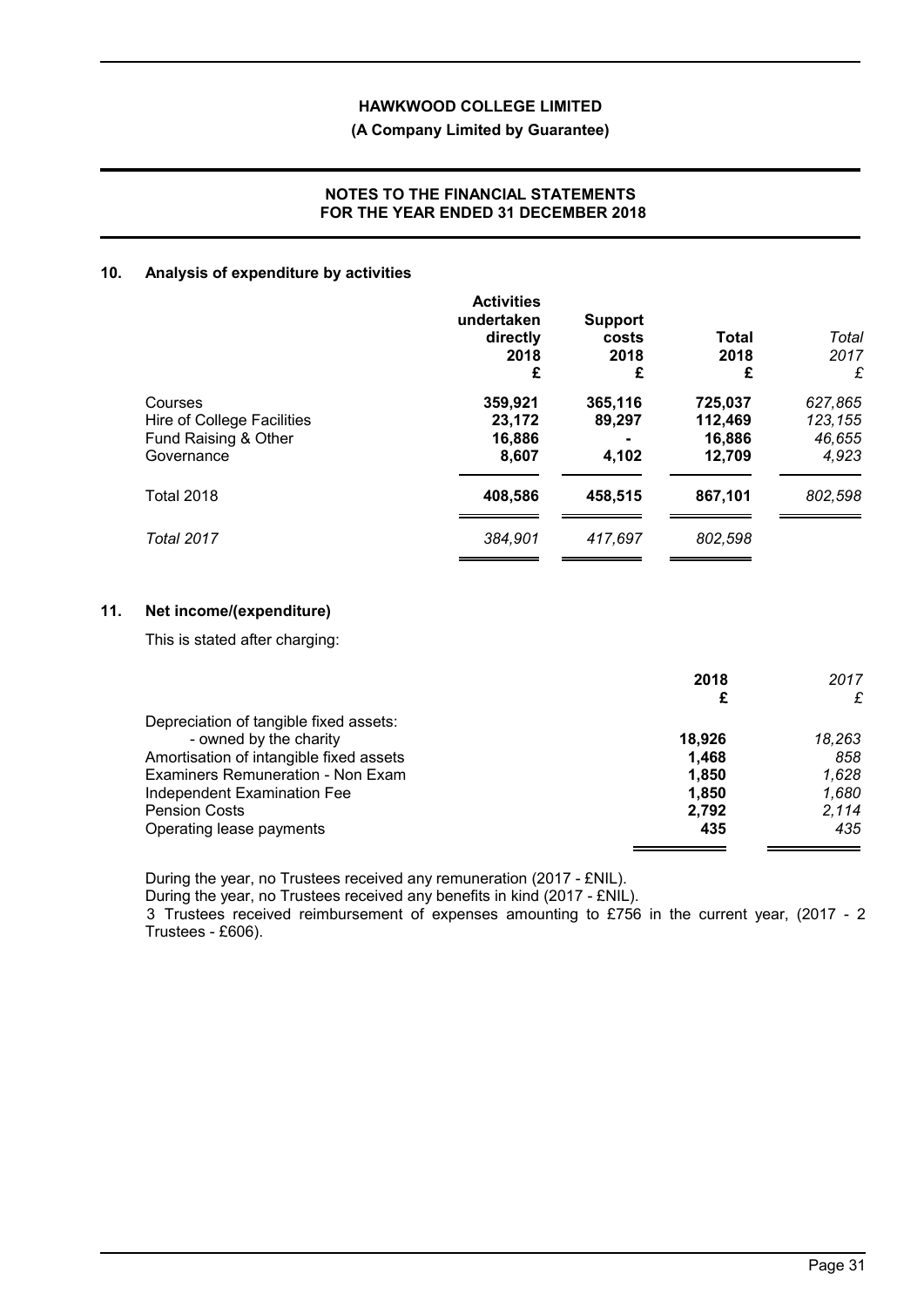**HAWKWOOD COLLEGE LIMITED**

**(A Company Limited by Guarantee)**

**NOTES TO THE FINANCIAL STATEMENTS FOR THE YEAR ENDED 31 DECEMBER 2018**

## 10. Analysis of expenditure by activities

| | Activities undertaken directly 2018 £ | Support costs 2018 £ | Total 2018 £ | *Total 2017 £* |
|---|---|---|---|---|
| Courses | 359,921 | 365,116 | 725,037 | *627,865* |
| Hire of College Facilities | 23,172 | 89,297 | 112,469 | *123,155* |
| Fund Raising & Other | 16,886 | - | 16,886 | *46,655* |
| Governance | 8,607 | 4,102 | 12,709 | *4,923* |
| Total 2018 | 408,586 | 458,515 | 867,101 | *802,598* |
| *Total 2017* | *384,901* | *417,697* | *802,598* | |

## 11. Net income/(expenditure)

This is stated after charging:

| | 2018 £ | *2017 £* |
|---|---|---|
| Depreciation of tangible fixed assets: | | |
| - owned by the charity | 18,926 | *18,263* |
| Amortisation of intangible fixed assets | 1,468 | *858* |
| Examiners Remuneration - Non Exam | 1,850 | *1,628* |
| Independent Examination Fee | 1,850 | *1,680* |
| Pension Costs | 2,792 | *2,114* |
| Operating lease payments | 435 | *435* |

During the year, no Trustees received any remuneration (2017 - £NIL).

During the year, no Trustees received any benefits in kind (2017 - £NIL).

3 Trustees received reimbursement of expenses amounting to £756 in the current year, (2017 - 2 Trustees - £606).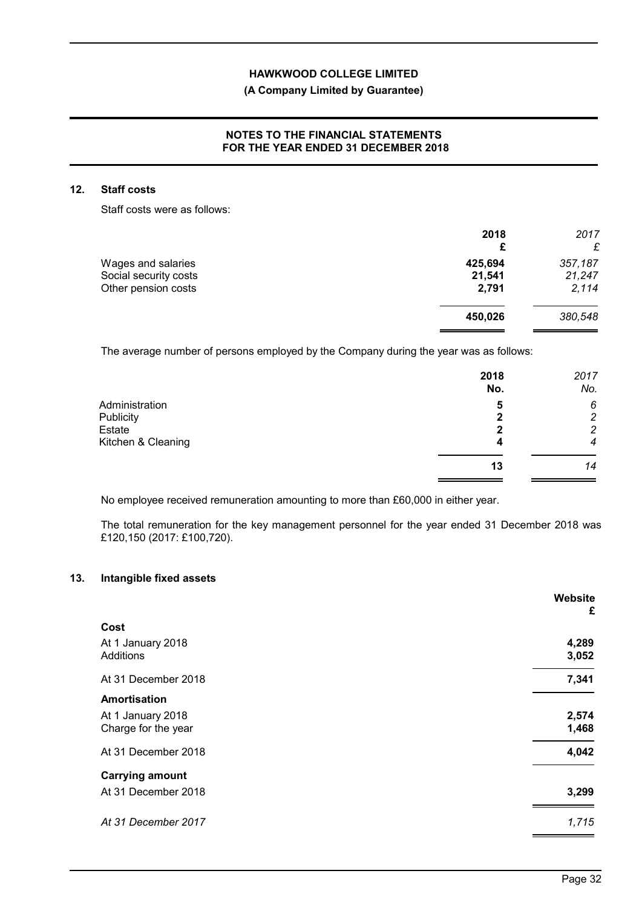## 12. Staff costs

Staff costs were as follows:

| | 2018 £ | *2017 £* |
|---|---|---|
| Wages and salaries | 425,694 | *357,187* |
| Social security costs | 21,541 | *21,247* |
| Other pension costs | 2,791 | *2,114* |
| | **450,026** | *380,548* |

The average number of persons employed by the Company during the year was as follows:

| | 2018 No. | *2017 No.* |
|---|---|---|
| Administration | 5 | *6* |
| Publicity | 2 | *2* |
| Estate | 2 | *2* |
| Kitchen & Cleaning | 4 | *4* |
| | **13** | *14* |

No employee received remuneration amounting to more than £60,000 in either year.

The total remuneration for the key management personnel for the year ended 31 December 2018 was £120,150 (2017: £100,720).

## 13. Intangible fixed assets

| | Website £ |
|---|---|
| **Cost** | |
| At 1 January 2018 | 4,289 |
| Additions | 3,052 |
| At 31 December 2018 | 7,341 |
| **Amortisation** | |
| At 1 January 2018 | 2,574 |
| Charge for the year | 1,468 |
| At 31 December 2018 | 4,042 |
| **Carrying amount** | |
| At 31 December 2018 | 3,299 |
| *At 31 December 2017* | *1,715* |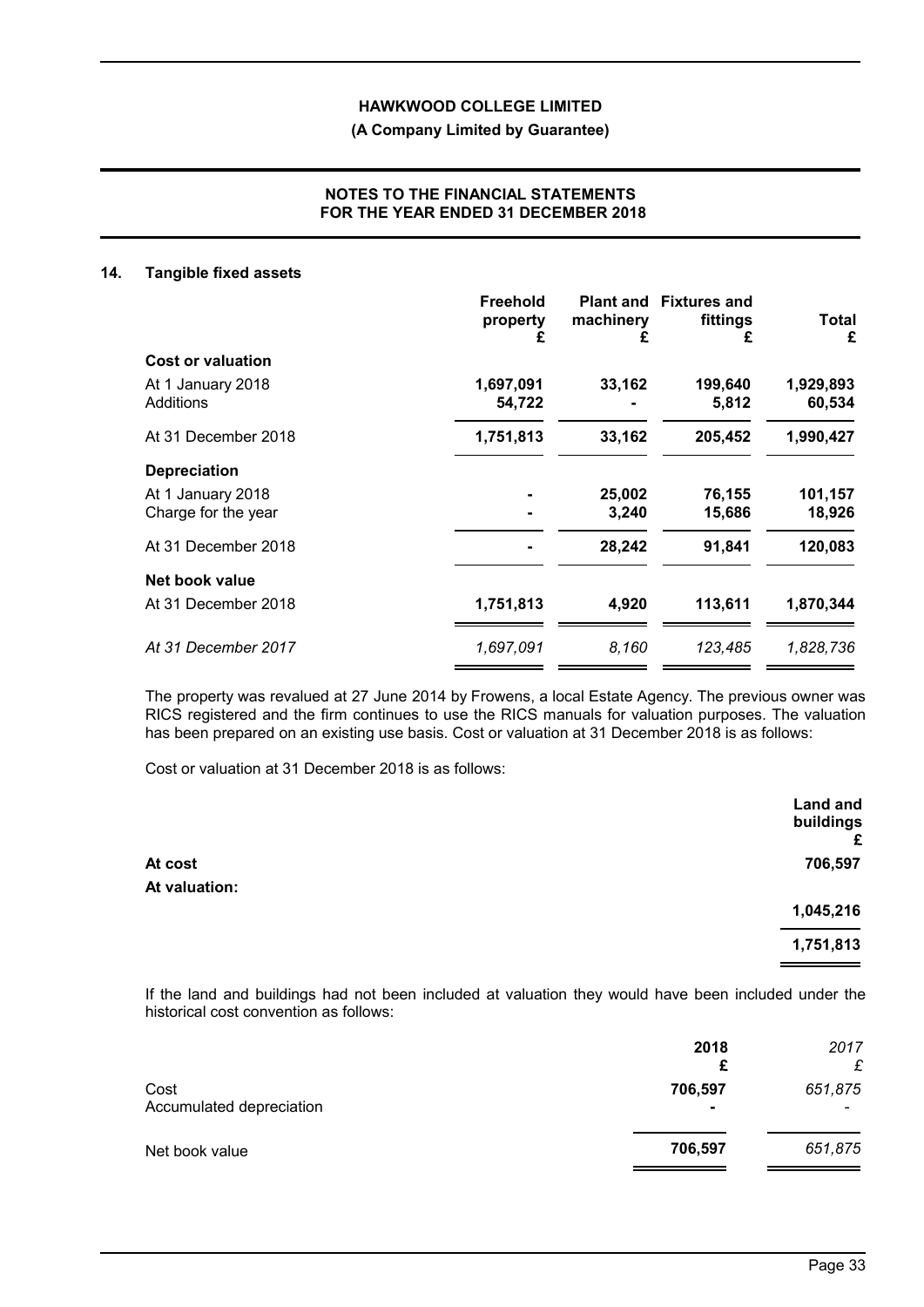## 14. Tangible fixed assets

| | Freehold property £ | Plant and machinery £ | Fixtures and fittings £ | Total £ |
|---|---|---|---|---|
| **Cost or valuation** | | | | |
| At 1 January 2018 | 1,697,091 | 33,162 | 199,640 | 1,929,893 |
| Additions | 54,722 | - | 5,812 | 60,534 |
| At 31 December 2018 | 1,751,813 | 33,162 | 205,452 | 1,990,427 |
| **Depreciation** | | | | |
| At 1 January 2018 | - | 25,002 | 76,155 | 101,157 |
| Charge for the year | - | 3,240 | 15,686 | 18,926 |
| At 31 December 2018 | - | 28,242 | 91,841 | 120,083 |
| **Net book value** | | | | |
| At 31 December 2018 | 1,751,813 | 4,920 | 113,611 | 1,870,344 |
| *At 31 December 2017* | *1,697,091* | *8,160* | *123,485* | *1,828,736* |

The property was revalued at 27 June 2014 by Frowens, a local Estate Agency. The previous owner was RICS registered and the firm continues to use the RICS manuals for valuation purposes. The valuation has been prepared on an existing use basis. Cost or valuation at 31 December 2018 is as follows:

Cost or valuation at 31 December 2018 is as follows:

| | Land and buildings £ |
|---|---|
| **At cost** | 706,597 |
| **At valuation:** | |
| | 1,045,216 |
| | 1,751,813 |

If the land and buildings had not been included at valuation they would have been included under the historical cost convention as follows:

| | 2018 £ | *2017 £* |
|---|---|---|
| Cost | 706,597 | *651,875* |
| Accumulated depreciation | - | - |
| Net book value | 706,597 | *651,875* |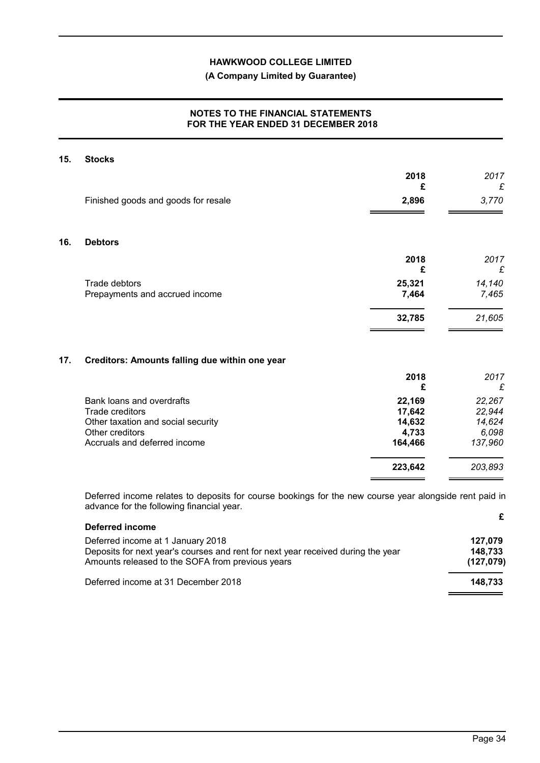## 15. Stocks

| | 2018 £ | *2017 £* |
|---|---|---|
| Finished goods and goods for resale | **2,896** | *3,770* |

## 16. Debtors

| | 2018 £ | *2017 £* |
|---|---|---|
| Trade debtors | **25,321** | *14,140* |
| Prepayments and accrued income | **7,464** | *7,465* |
| | **32,785** | *21,605* |

## 17. Creditors: Amounts falling due within one year

| | 2018 £ | *2017 £* |
|---|---|---|
| Bank loans and overdrafts | **22,169** | *22,267* |
| Trade creditors | **17,642** | *22,944* |
| Other taxation and social security | **14,632** | *14,624* |
| Other creditors | **4,733** | *6,098* |
| Accruals and deferred income | **164,466** | *137,960* |
| | **223,642** | *203,893* |

Deferred income relates to deposits for course bookings for the new course year alongside rent paid in advance for the following financial year.

| **Deferred income** | £ |
|---|---|
| Deferred income at 1 January 2018 | **127,079** |
| Deposits for next year's courses and rent for next year received during the year | **148,733** |
| Amounts released to the SOFA from previous years | **(127,079)** |
| Deferred income at 31 December 2018 | **148,733** |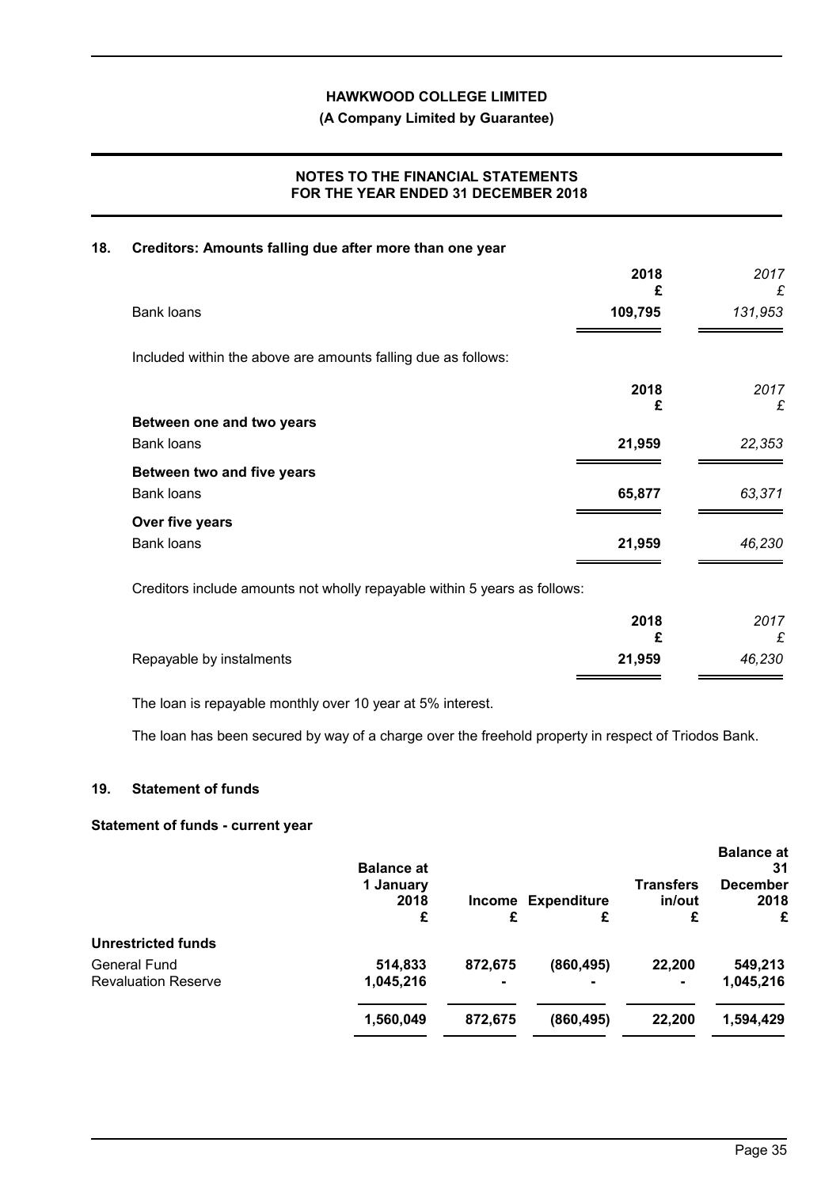## 18. Creditors: Amounts falling due after more than one year

| | 2018<br>£ | *2017*<br>*£* |
|---|---|---|
| Bank loans | **109,795** | *131,953* |

Included within the above are amounts falling due as follows:

| | 2018<br>£ | *2017*<br>*£* |
|---|---|---|
| **Between one and two years** | | |
| Bank loans | **21,959** | *22,353* |
| **Between two and five years** | | |
| Bank loans | **65,877** | *63,371* |
| **Over five years** | | |
| Bank loans | **21,959** | *46,230* |

Creditors include amounts not wholly repayable within 5 years as follows:

| | 2018<br>£ | *2017*<br>*£* |
|---|---|---|
| Repayable by instalments | **21,959** | *46,230* |

The loan is repayable monthly over 10 year at 5% interest.

The loan has been secured by way of a charge over the freehold property in respect of Triodos Bank.

## 19. Statement of funds

### Statement of funds - current year

| | Balance at 1 January 2018<br>£ | Income<br>£ | Expenditure<br>£ | Transfers in/out<br>£ | Balance at 31 December 2018<br>£ |
|---|---|---|---|---|---|
| **Unrestricted funds** | | | | | |
| General Fund | **514,833** | **872,675** | **(860,495)** | **22,200** | **549,213** |
| Revaluation Reserve | **1,045,216** | **-** | **-** | **-** | **1,045,216** |
| | **1,560,049** | **872,675** | **(860,495)** | **22,200** | **1,594,429** |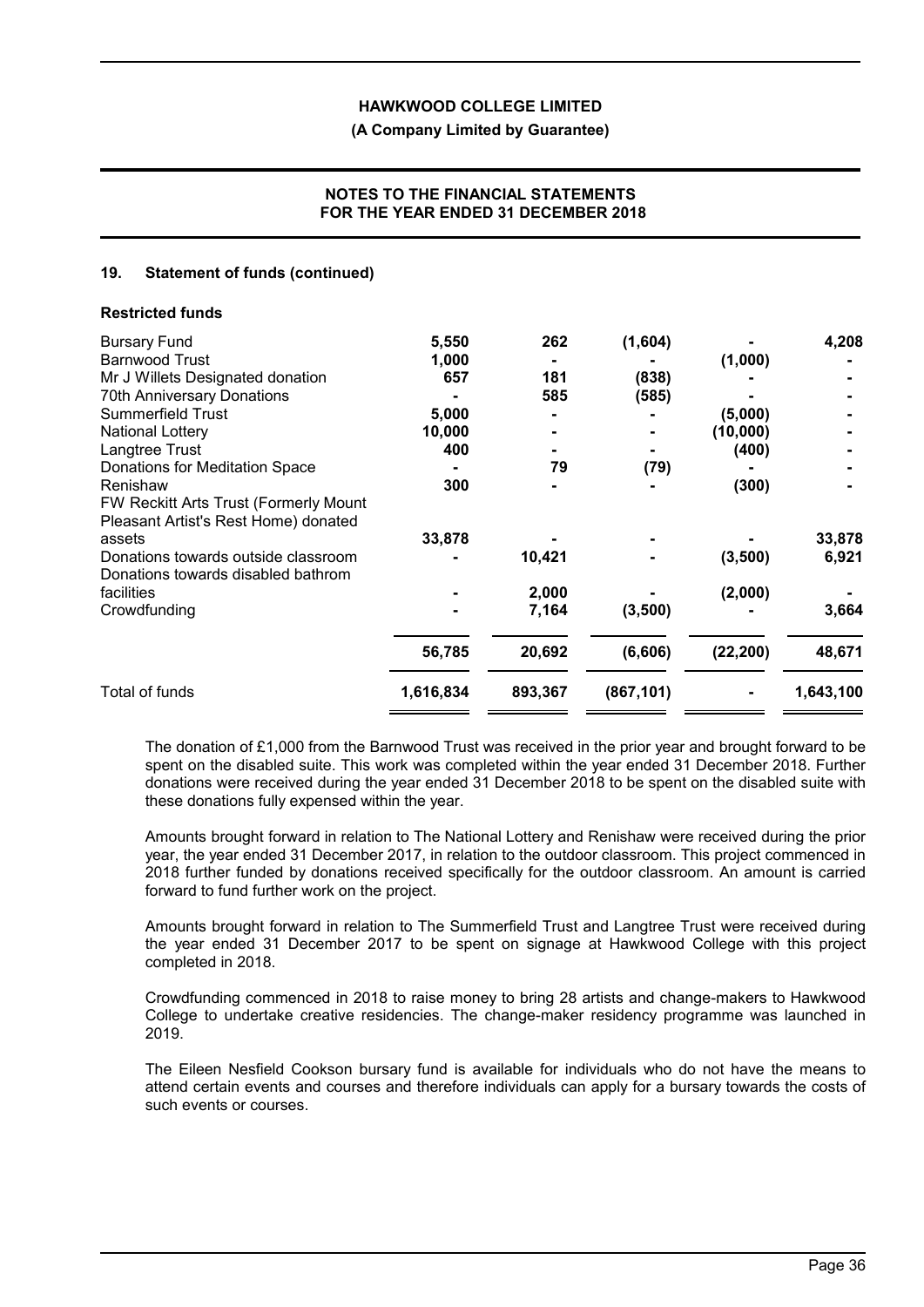## 19. Statement of funds (continued)

**Restricted funds**

| | | | | | |
|---|---|---|---|---|---|
| Bursary Fund | 5,550 | 262 | (1,604) | - | 4,208 |
| Barnwood Trust | 1,000 | - | - | (1,000) | - |
| Mr J Willets Designated donation | 657 | 181 | (838) | - | - |
| 70th Anniversary Donations | - | 585 | (585) | - | - |
| Summerfield Trust | 5,000 | - | - | (5,000) | - |
| National Lottery | 10,000 | - | - | (10,000) | - |
| Langtree Trust | 400 | - | - | (400) | - |
| Donations for Meditation Space | - | 79 | (79) | - | - |
| Renishaw | 300 | - | - | (300) | - |
| FW Reckitt Arts Trust (Formerly Mount Pleasant Artist's Rest Home) donated assets | 33,878 | - | - | - | 33,878 |
| Donations towards outside classroom | - | 10,421 | - | (3,500) | 6,921 |
| Donations towards disabled bathrom facilities | - | 2,000 | - | (2,000) | - |
| Crowdfunding | - | 7,164 | (3,500) | - | 3,664 |
| | **56,785** | **20,692** | **(6,606)** | **(22,200)** | **48,671** |
| Total of funds | **1,616,834** | **893,367** | **(867,101)** | **-** | **1,643,100** |

The donation of £1,000 from the Barnwood Trust was received in the prior year and brought forward to be spent on the disabled suite. This work was completed within the year ended 31 December 2018. Further donations were received during the year ended 31 December 2018 to be spent on the disabled suite with these donations fully expensed within the year.

Amounts brought forward in relation to The National Lottery and Renishaw were received during the prior year, the year ended 31 December 2017, in relation to the outdoor classroom. This project commenced in 2018 further funded by donations received specifically for the outdoor classroom. An amount is carried forward to fund further work on the project.

Amounts brought forward in relation to The Summerfield Trust and Langtree Trust were received during the year ended 31 December 2017 to be spent on signage at Hawkwood College with this project completed in 2018.

Crowdfunding commenced in 2018 to raise money to bring 28 artists and change-makers to Hawkwood College to undertake creative residencies. The change-maker residency programme was launched in 2019.

The Eileen Nesfield Cookson bursary fund is available for individuals who do not have the means to attend certain events and courses and therefore individuals can apply for a bursary towards the costs of such events or courses.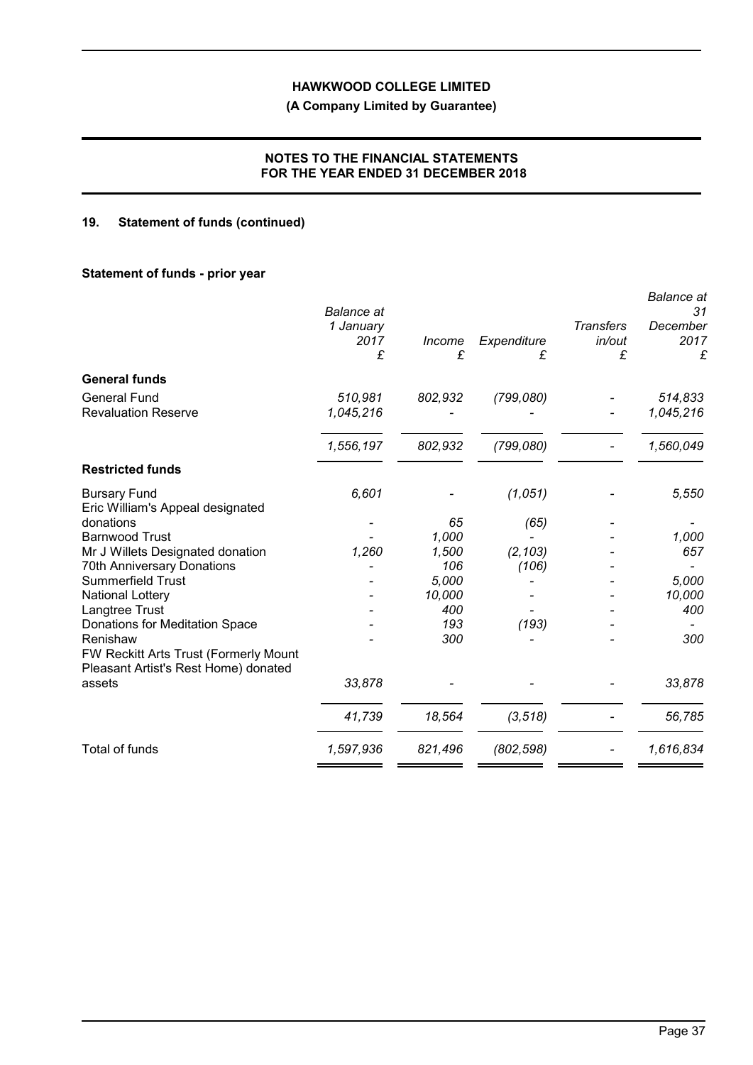# HAWKWOOD COLLEGE LIMITED

**(A Company Limited by Guarantee)**

**NOTES TO THE FINANCIAL STATEMENTS FOR THE YEAR ENDED 31 DECEMBER 2018**

## 19. Statement of funds (continued)

### Statement of funds - prior year

| | *Balance at 1 January 2017* £ | *Income* £ | *Expenditure* £ | *Transfers in/out* £ | *Balance at 31 December 2017* £ |
|---|---|---|---|---|---|
| **General funds** | | | | | |
| General Fund | *510,981* | *802,932* | *(799,080)* | - | *514,833* |
| Revaluation Reserve | *1,045,216* | - | - | - | *1,045,216* |
| | *1,556,197* | *802,932* | *(799,080)* | - | *1,560,049* |
| **Restricted funds** | | | | | |
| Bursary Fund | *6,601* | - | *(1,051)* | - | *5,550* |
| Eric William's Appeal designated donations | - | *65* | *(65)* | - | - |
| Barnwood Trust | - | *1,000* | - | - | *1,000* |
| Mr J Willets Designated donation | *1,260* | *1,500* | *(2,103)* | - | *657* |
| 70th Anniversary Donations | - | *106* | *(106)* | - | - |
| Summerfield Trust | - | *5,000* | - | - | *5,000* |
| National Lottery | - | *10,000* | - | - | *10,000* |
| Langtree Trust | - | *400* | - | - | *400* |
| Donations for Meditation Space | - | *193* | *(193)* | - | - |
| Renishaw | - | *300* | - | - | *300* |
| FW Reckitt Arts Trust (Formerly Mount Pleasant Artist's Rest Home) donated assets | *33,878* | - | - | - | *33,878* |
| | *41,739* | *18,564* | *(3,518)* | - | *56,785* |
| Total of funds | *1,597,936* | *821,496* | *(802,598)* | - | *1,616,834* |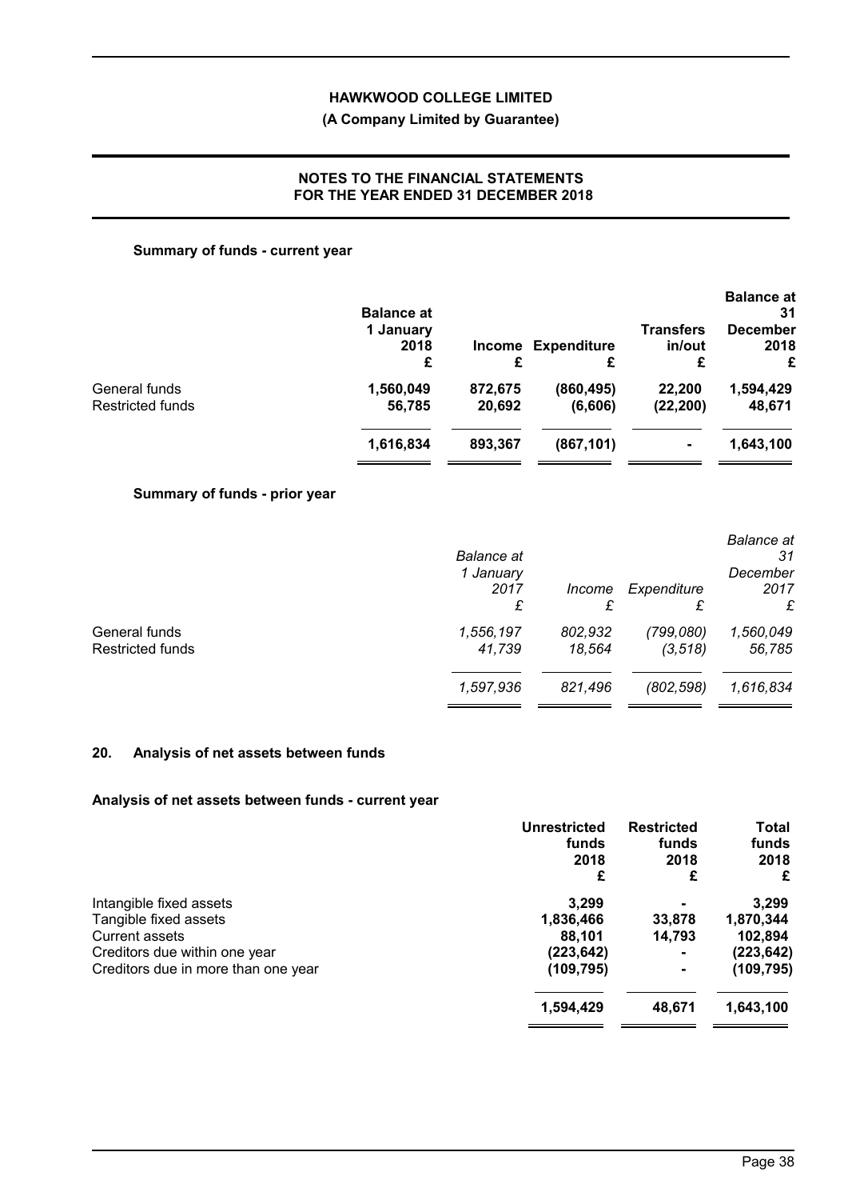HAWKWOOD COLLEGE LIMITED

(A Company Limited by Guarantee)

**NOTES TO THE FINANCIAL STATEMENTS FOR THE YEAR ENDED 31 DECEMBER 2018**

**Summary of funds - current year**

| | Balance at 1 January 2018 £ | Income £ | Expenditure £ | Transfers in/out £ | Balance at 31 December 2018 £ |
|---|---|---|---|---|---|
| General funds | 1,560,049 | 872,675 | (860,495) | 22,200 | 1,594,429 |
| Restricted funds | 56,785 | 20,692 | (6,606) | (22,200) | 48,671 |
| | **1,616,834** | **893,367** | **(867,101)** | **-** | **1,643,100** |

**Summary of funds - prior year**

| | *Balance at 1 January 2017 £* | *Income £* | *Expenditure £* | *Balance at 31 December 2017 £* |
|---|---|---|---|---|
| General funds | *1,556,197* | *802,932* | *(799,080)* | *1,560,049* |
| Restricted funds | *41,739* | *18,564* | *(3,518)* | *56,785* |
| | *1,597,936* | *821,496* | *(802,598)* | *1,616,834* |

## 20. Analysis of net assets between funds

**Analysis of net assets between funds - current year**

| | Unrestricted funds 2018 £ | Restricted funds 2018 £ | Total funds 2018 £ |
|---|---|---|---|
| Intangible fixed assets | 3,299 | - | 3,299 |
| Tangible fixed assets | 1,836,466 | 33,878 | 1,870,344 |
| Current assets | 88,101 | 14,793 | 102,894 |
| Creditors due within one year | (223,642) | - | (223,642) |
| Creditors due in more than one year | (109,795) | - | (109,795) |
| | **1,594,429** | **48,671** | **1,643,100** |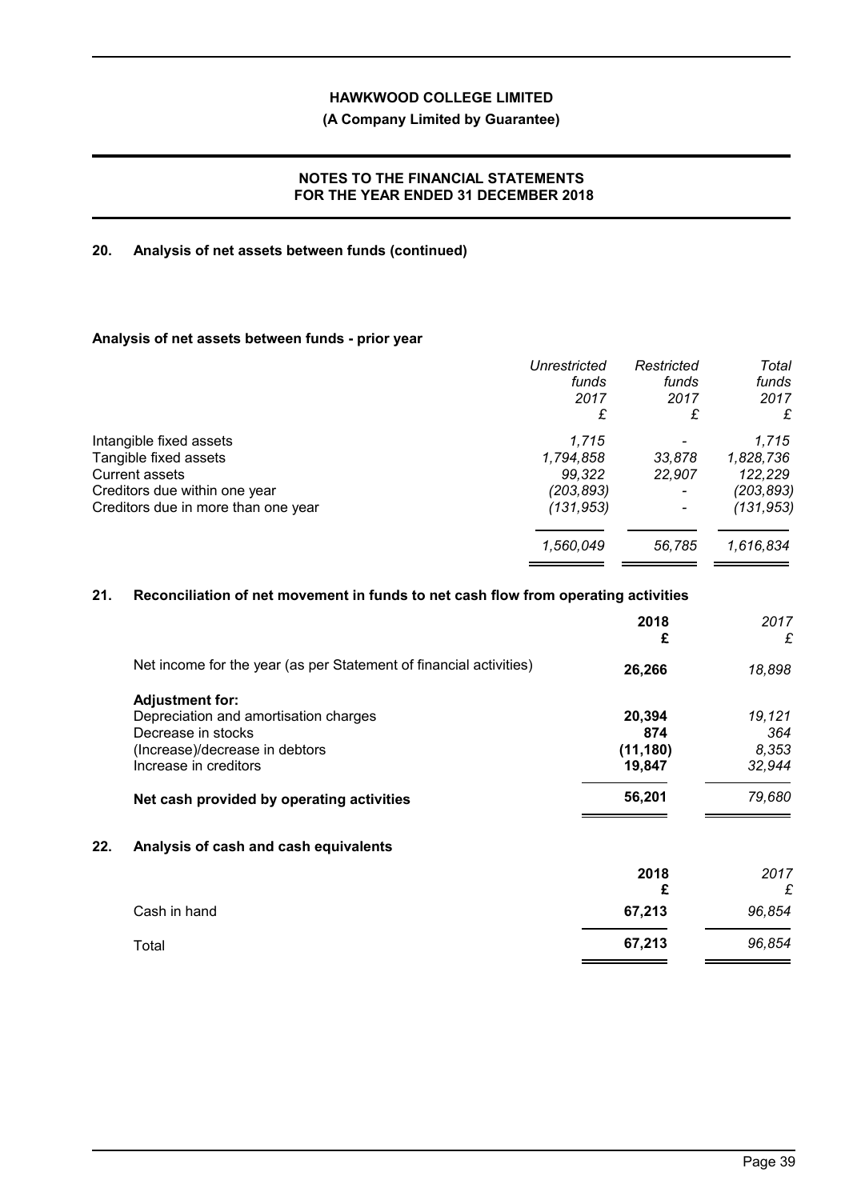## 20. Analysis of net assets between funds (continued)

### Analysis of net assets between funds - prior year

| | Unrestricted funds 2017 £ | Restricted funds 2017 £ | Total funds 2017 £ |
|---|---|---|---|
| Intangible fixed assets | 1,715 | - | 1,715 |
| Tangible fixed assets | 1,794,858 | 33,878 | 1,828,736 |
| Current assets | 99,322 | 22,907 | 122,229 |
| Creditors due within one year | (203,893) | - | (203,893) |
| Creditors due in more than one year | (131,953) | - | (131,953) |
| | 1,560,049 | 56,785 | 1,616,834 |

## 21. Reconciliation of net movement in funds to net cash flow from operating activities

| | 2018 £ | 2017 £ |
|---|---|---|
| Net income for the year (as per Statement of financial activities) | **26,266** | 18,898 |
| **Adjustment for:** | | |
| Depreciation and amortisation charges | **20,394** | 19,121 |
| Decrease in stocks | **874** | 364 |
| (Increase)/decrease in debtors | **(11,180)** | 8,353 |
| Increase in creditors | **19,847** | 32,944 |
| **Net cash provided by operating activities** | **56,201** | 79,680 |

## 22. Analysis of cash and cash equivalents

| | 2018 £ | 2017 £ |
|---|---|---|
| Cash in hand | **67,213** | 96,854 |
| Total | **67,213** | 96,854 |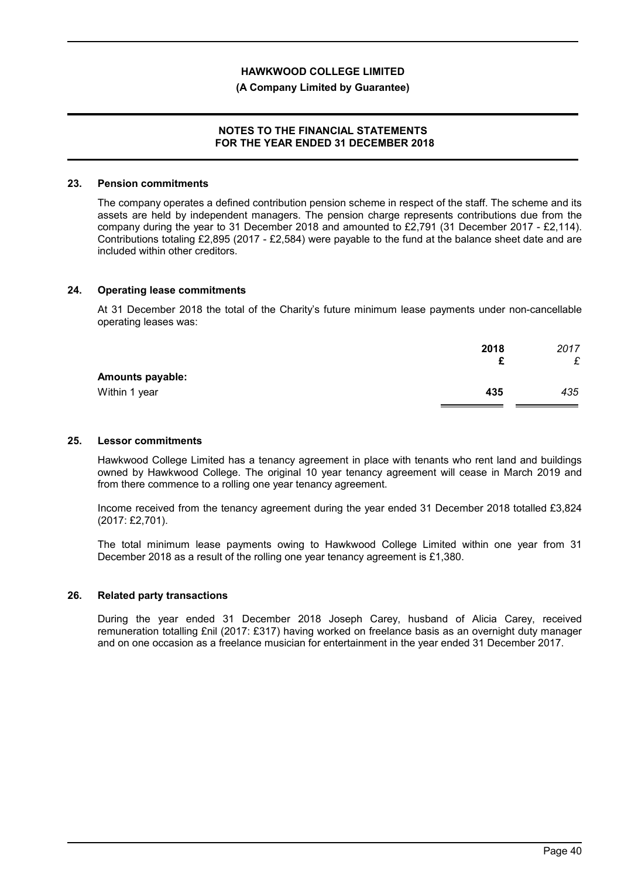## 23. Pension commitments

The company operates a defined contribution pension scheme in respect of the staff. The scheme and its assets are held by independent managers. The pension charge represents contributions due from the company during the year to 31 December 2018 and amounted to £2,791 (31 December 2017 - £2,114). Contributions totaling £2,895 (2017 - £2,584) were payable to the fund at the balance sheet date and are included within other creditors.

## 24. Operating lease commitments

At 31 December 2018 the total of the Charity's future minimum lease payments under non-cancellable operating leases was:

| | **2018** | *2017* |
|---|---|---|
| | **£** | *£* |
| **Amounts payable:** | | |
| Within 1 year | **435** | *435* |

## 25. Lessor commitments

Hawkwood College Limited has a tenancy agreement in place with tenants who rent land and buildings owned by Hawkwood College. The original 10 year tenancy agreement will cease in March 2019 and from there commence to a rolling one year tenancy agreement.

Income received from the tenancy agreement during the year ended 31 December 2018 totalled £3,824 (2017: £2,701).

The total minimum lease payments owing to Hawkwood College Limited within one year from 31 December 2018 as a result of the rolling one year tenancy agreement is £1,380.

## 26. Related party transactions

During the year ended 31 December 2018 Joseph Carey, husband of Alicia Carey, received remuneration totalling £nil (2017: £317) having worked on freelance basis as an overnight duty manager and on one occasion as a freelance musician for entertainment in the year ended 31 December 2017.